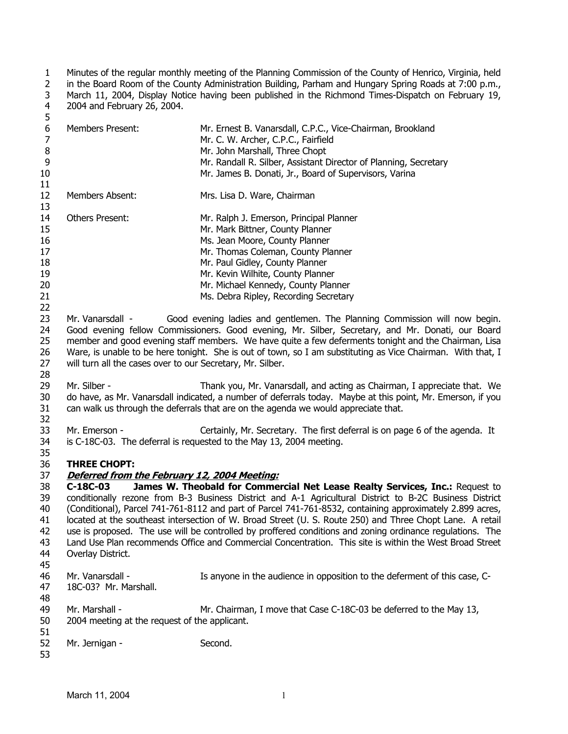Minutes of the regular monthly meeting of the Planning Commission of the County of Henrico, Virginia, held in the Board Room of the County Administration Building, Parham and Hungary Spring Roads at 7:00 p.m., March 11, 2004, Display Notice having been published in the Richmond Times-Dispatch on February 19, 2004 and February 26, 2004.

| | |
|---|---|
| Members Present: | Mr. Ernest B. Vanarsdall, C.P.C., Vice-Chairman, Brookland |
| | Mr. C. W. Archer, C.P.C., Fairfield |
| | Mr. John Marshall, Three Chopt |
| | Mr. Randall R. Silber, Assistant Director of Planning, Secretary |
| | Mr. James B. Donati, Jr., Board of Supervisors, Varina |
| Members Absent: | Mrs. Lisa D. Ware, Chairman |
| Others Present: | Mr. Ralph J. Emerson, Principal Planner |
| | Mr. Mark Bittner, County Planner |
| | Ms. Jean Moore, County Planner |
| | Mr. Thomas Coleman, County Planner |
| | Mr. Paul Gidley, County Planner |
| | Mr. Kevin Wilhite, County Planner |
| | Mr. Michael Kennedy, County Planner |
| | Ms. Debra Ripley, Recording Secretary |

Mr. Vanarsdall - Good evening ladies and gentlemen. The Planning Commission will now begin. Good evening fellow Commissioners. Good evening, Mr. Silber, Secretary, and Mr. Donati, our Board member and good evening staff members. We have quite a few deferments tonight and the Chairman, Lisa Ware, is unable to be here tonight. She is out of town, so I am substituting as Vice Chairman. With that, I will turn all the cases over to our Secretary, Mr. Silber.

Mr. Silber - Thank you, Mr. Vanarsdall, and acting as Chairman, I appreciate that. We do have, as Mr. Vanarsdall indicated, a number of deferrals today. Maybe at this point, Mr. Emerson, if you can walk us through the deferrals that are on the agenda we would appreciate that.

Mr. Emerson - Certainly, Mr. Secretary. The first deferral is on page 6 of the agenda. It is C-18C-03. The deferral is requested to the May 13, 2004 meeting.

**THREE CHOPT:**

***Deferred from the February 12, 2004 Meeting:***

**C-18C-03 James W. Theobald for Commercial Net Lease Realty Services, Inc.:** Request to conditionally rezone from B-3 Business District and A-1 Agricultural District to B-2C Business District (Conditional), Parcel 741-761-8112 and part of Parcel 741-761-8532, containing approximately 2.899 acres, located at the southeast intersection of W. Broad Street (U. S. Route 250) and Three Chopt Lane. A retail use is proposed. The use will be controlled by proffered conditions and zoning ordinance regulations. The Land Use Plan recommends Office and Commercial Concentration. This site is within the West Broad Street Overlay District.

Mr. Vanarsdall - Is anyone in the audience in opposition to the deferment of this case, C-18C-03? Mr. Marshall.

Mr. Marshall - Mr. Chairman, I move that Case C-18C-03 be deferred to the May 13, 2004 meeting at the request of the applicant.

Mr. Jernigan - Second.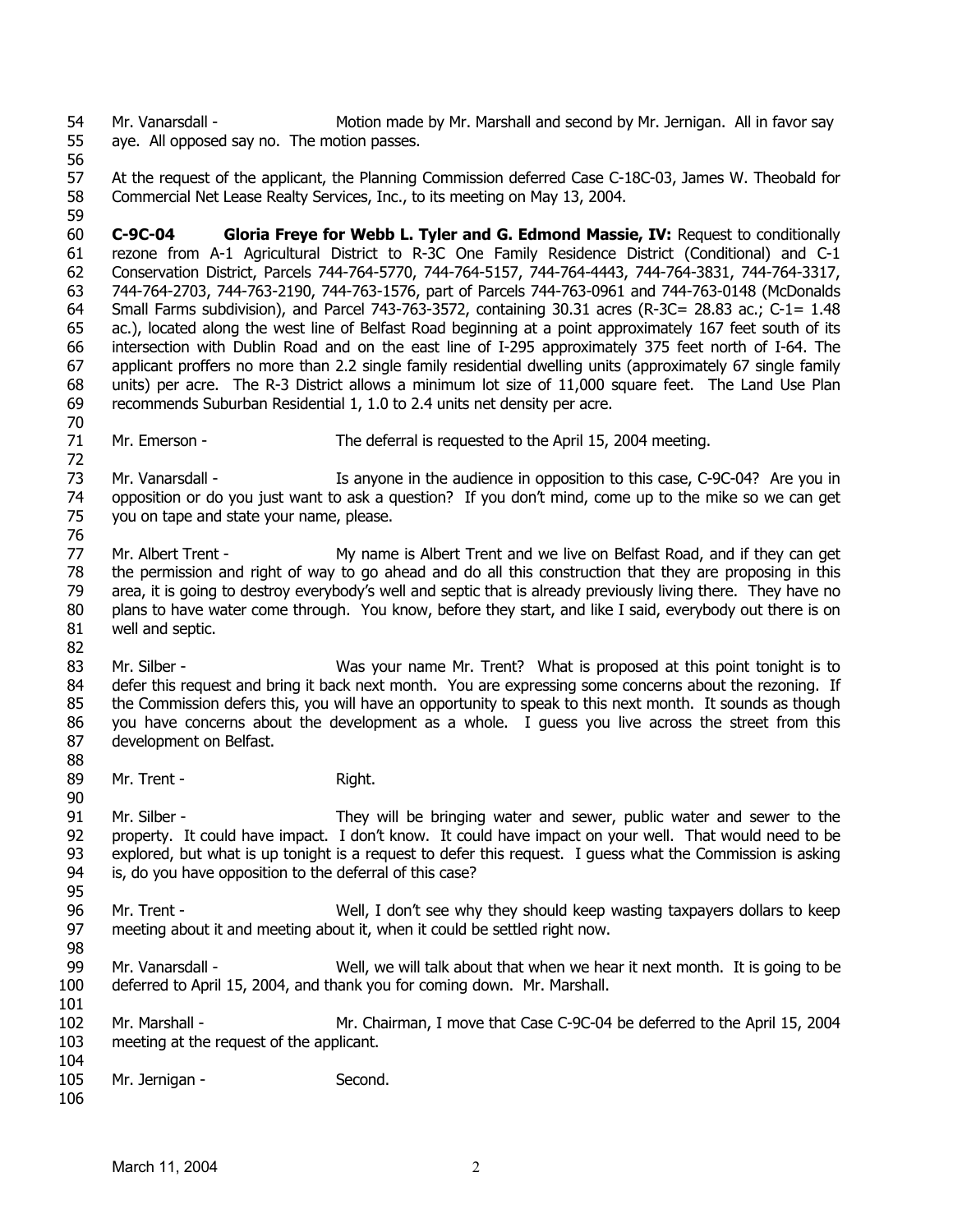Mr. Vanarsdall - Motion made by Mr. Marshall and second by Mr. Jernigan. All in favor say aye. All opposed say no. The motion passes.

At the request of the applicant, the Planning Commission deferred Case C-18C-03, James W. Theobald for Commercial Net Lease Realty Services, Inc., to its meeting on May 13, 2004.

**C-9C-04 Gloria Freye for Webb L. Tyler and G. Edmond Massie, IV:** Request to conditionally rezone from A-1 Agricultural District to R-3C One Family Residence District (Conditional) and C-1 Conservation District, Parcels 744-764-5770, 744-764-5157, 744-764-4443, 744-764-3831, 744-764-3317, 744-764-2703, 744-763-2190, 744-763-1576, part of Parcels 744-763-0961 and 744-763-0148 (McDonalds Small Farms subdivision), and Parcel 743-763-3572, containing 30.31 acres (R-3C= 28.83 ac.; C-1= 1.48 ac.), located along the west line of Belfast Road beginning at a point approximately 167 feet south of its intersection with Dublin Road and on the east line of I-295 approximately 375 feet north of I-64. The applicant proffers no more than 2.2 single family residential dwelling units (approximately 67 single family units) per acre. The R-3 District allows a minimum lot size of 11,000 square feet. The Land Use Plan recommends Suburban Residential 1, 1.0 to 2.4 units net density per acre.

Mr. Emerson - The deferral is requested to the April 15, 2004 meeting.

Mr. Vanarsdall - Is anyone in the audience in opposition to this case, C-9C-04? Are you in opposition or do you just want to ask a question? If you don't mind, come up to the mike so we can get you on tape and state your name, please.

Mr. Albert Trent - My name is Albert Trent and we live on Belfast Road, and if they can get the permission and right of way to go ahead and do all this construction that they are proposing in this area, it is going to destroy everybody's well and septic that is already previously living there. They have no plans to have water come through. You know, before they start, and like I said, everybody out there is on well and septic.

Mr. Silber - Was your name Mr. Trent? What is proposed at this point tonight is to defer this request and bring it back next month. You are expressing some concerns about the rezoning. If the Commission defers this, you will have an opportunity to speak to this next month. It sounds as though you have concerns about the development as a whole. I guess you live across the street from this development on Belfast.

Mr. Trent - Right.

Mr. Silber - They will be bringing water and sewer, public water and sewer to the property. It could have impact. I don't know. It could have impact on your well. That would need to be explored, but what is up tonight is a request to defer this request. I guess what the Commission is asking is, do you have opposition to the deferral of this case?

Mr. Trent - Well, I don't see why they should keep wasting taxpayers dollars to keep meeting about it and meeting about it, when it could be settled right now.

Mr. Vanarsdall - Well, we will talk about that when we hear it next month. It is going to be deferred to April 15, 2004, and thank you for coming down. Mr. Marshall.

Mr. Marshall - Mr. Chairman, I move that Case C-9C-04 be deferred to the April 15, 2004 meeting at the request of the applicant.

Mr. Jernigan - Second.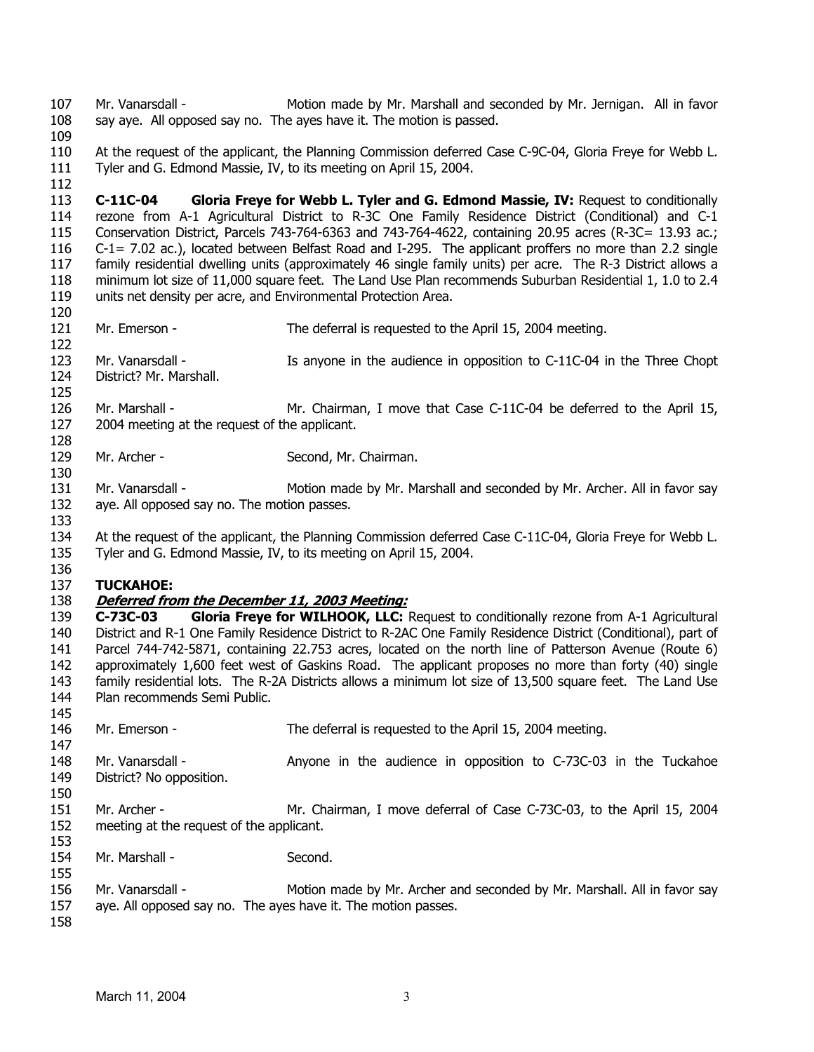Mr. Vanarsdall - Motion made by Mr. Marshall and seconded by Mr. Jernigan. All in favor say aye. All opposed say no. The ayes have it. The motion is passed.

At the request of the applicant, the Planning Commission deferred Case C-9C-04, Gloria Freye for Webb L. Tyler and G. Edmond Massie, IV, to its meeting on April 15, 2004.

**C-11C-04 Gloria Freye for Webb L. Tyler and G. Edmond Massie, IV:** Request to conditionally rezone from A-1 Agricultural District to R-3C One Family Residence District (Conditional) and C-1 Conservation District, Parcels 743-764-6363 and 743-764-4622, containing 20.95 acres (R-3C= 13.93 ac.; C-1= 7.02 ac.), located between Belfast Road and I-295. The applicant proffers no more than 2.2 single family residential dwelling units (approximately 46 single family units) per acre. The R-3 District allows a minimum lot size of 11,000 square feet. The Land Use Plan recommends Suburban Residential 1, 1.0 to 2.4 units net density per acre, and Environmental Protection Area.

Mr. Emerson - The deferral is requested to the April 15, 2004 meeting.

Mr. Vanarsdall - Is anyone in the audience in opposition to C-11C-04 in the Three Chopt District? Mr. Marshall.

Mr. Marshall - Mr. Chairman, I move that Case C-11C-04 be deferred to the April 15, 2004 meeting at the request of the applicant.

Mr. Archer - Second, Mr. Chairman.

Mr. Vanarsdall - Motion made by Mr. Marshall and seconded by Mr. Archer. All in favor say aye. All opposed say no. The motion passes.

At the request of the applicant, the Planning Commission deferred Case C-11C-04, Gloria Freye for Webb L. Tyler and G. Edmond Massie, IV, to its meeting on April 15, 2004.

**TUCKAHOE:**

***Deferred from the December 11, 2003 Meeting:***

**C-73C-03 Gloria Freye for WILHOOK, LLC:** Request to conditionally rezone from A-1 Agricultural District and R-1 One Family Residence District to R-2AC One Family Residence District (Conditional), part of Parcel 744-742-5871, containing 22.753 acres, located on the north line of Patterson Avenue (Route 6) approximately 1,600 feet west of Gaskins Road. The applicant proposes no more than forty (40) single family residential lots. The R-2A Districts allows a minimum lot size of 13,500 square feet. The Land Use Plan recommends Semi Public.

Mr. Emerson - The deferral is requested to the April 15, 2004 meeting.

Mr. Vanarsdall - Anyone in the audience in opposition to C-73C-03 in the Tuckahoe District? No opposition.

Mr. Archer - Mr. Chairman, I move deferral of Case C-73C-03, to the April 15, 2004 meeting at the request of the applicant.

Mr. Marshall - Second.

Mr. Vanarsdall - Motion made by Mr. Archer and seconded by Mr. Marshall. All in favor say aye. All opposed say no. The ayes have it. The motion passes.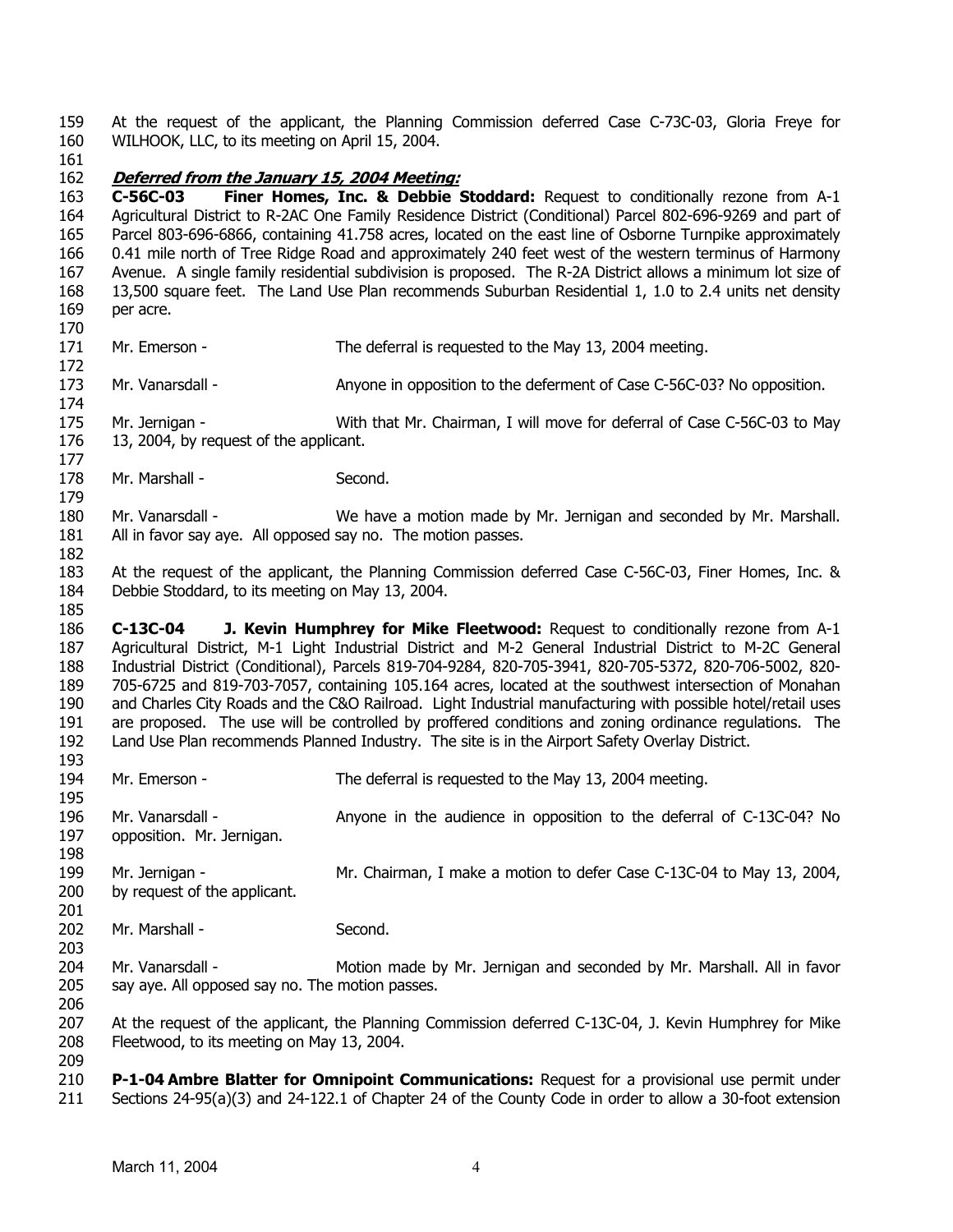At the request of the applicant, the Planning Commission deferred Case C-73C-03, Gloria Freye for WILHOOK, LLC, to its meeting on April 15, 2004.

***Deferred from the January 15, 2004 Meeting:***

**C-56C-03 Finer Homes, Inc. & Debbie Stoddard:** Request to conditionally rezone from A-1 Agricultural District to R-2AC One Family Residence District (Conditional) Parcel 802-696-9269 and part of Parcel 803-696-6866, containing 41.758 acres, located on the east line of Osborne Turnpike approximately 0.41 mile north of Tree Ridge Road and approximately 240 feet west of the western terminus of Harmony Avenue. A single family residential subdivision is proposed. The R-2A District allows a minimum lot size of 13,500 square feet. The Land Use Plan recommends Suburban Residential 1, 1.0 to 2.4 units net density per acre.

Mr. Emerson - The deferral is requested to the May 13, 2004 meeting.

Mr. Vanarsdall - Anyone in opposition to the deferment of Case C-56C-03? No opposition.

Mr. Jernigan - With that Mr. Chairman, I will move for deferral of Case C-56C-03 to May 13, 2004, by request of the applicant.

Mr. Marshall - Second.

Mr. Vanarsdall - We have a motion made by Mr. Jernigan and seconded by Mr. Marshall. All in favor say aye. All opposed say no. The motion passes.

At the request of the applicant, the Planning Commission deferred Case C-56C-03, Finer Homes, Inc. & Debbie Stoddard, to its meeting on May 13, 2004.

**C-13C-04 J. Kevin Humphrey for Mike Fleetwood:** Request to conditionally rezone from A-1 Agricultural District, M-1 Light Industrial District and M-2 General Industrial District to M-2C General Industrial District (Conditional), Parcels 819-704-9284, 820-705-3941, 820-705-5372, 820-706-5002, 820-705-6725 and 819-703-7057, containing 105.164 acres, located at the southwest intersection of Monahan and Charles City Roads and the C&O Railroad. Light Industrial manufacturing with possible hotel/retail uses are proposed. The use will be controlled by proffered conditions and zoning ordinance regulations. The Land Use Plan recommends Planned Industry. The site is in the Airport Safety Overlay District.

Mr. Emerson - The deferral is requested to the May 13, 2004 meeting.

Mr. Vanarsdall - Anyone in the audience in opposition to the deferral of C-13C-04? No opposition. Mr. Jernigan.

Mr. Jernigan - Mr. Chairman, I make a motion to defer Case C-13C-04 to May 13, 2004, by request of the applicant.

Mr. Marshall - Second.

Mr. Vanarsdall - Motion made by Mr. Jernigan and seconded by Mr. Marshall. All in favor say aye. All opposed say no. The motion passes.

At the request of the applicant, the Planning Commission deferred C-13C-04, J. Kevin Humphrey for Mike Fleetwood, to its meeting on May 13, 2004.

**P-1-04 Ambre Blatter for Omnipoint Communications:** Request for a provisional use permit under Sections 24-95(a)(3) and 24-122.1 of Chapter 24 of the County Code in order to allow a 30-foot extension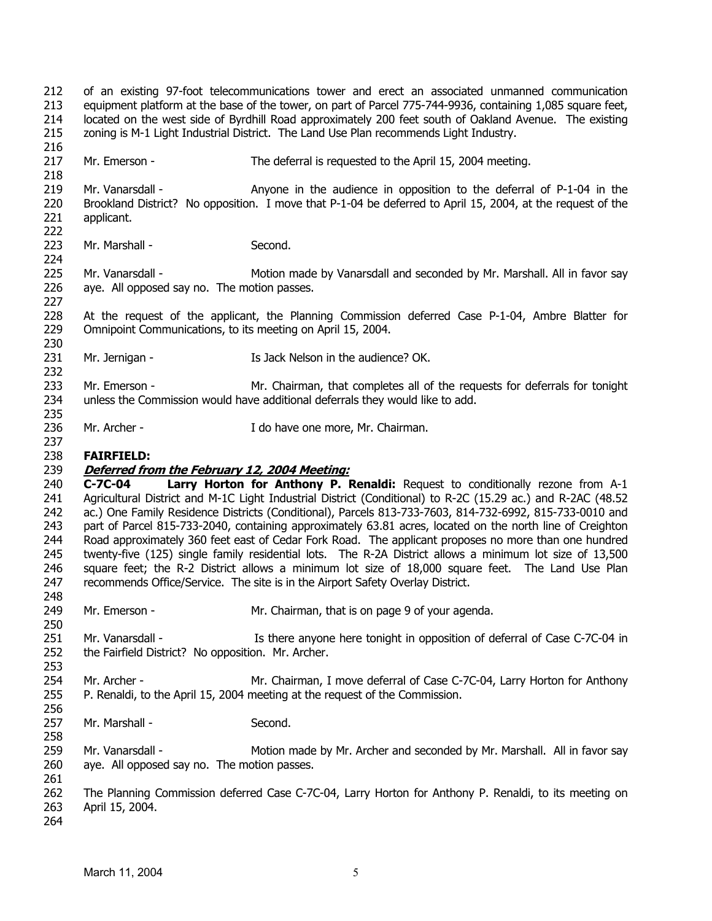of an existing 97-foot telecommunications tower and erect an associated unmanned communication equipment platform at the base of the tower, on part of Parcel 775-744-9936, containing 1,085 square feet, located on the west side of Byrdhill Road approximately 200 feet south of Oakland Avenue. The existing zoning is M-1 Light Industrial District. The Land Use Plan recommends Light Industry.

Mr. Emerson - The deferral is requested to the April 15, 2004 meeting.

Mr. Vanarsdall - Anyone in the audience in opposition to the deferral of P-1-04 in the Brookland District? No opposition. I move that P-1-04 be deferred to April 15, 2004, at the request of the applicant.

Mr. Marshall - Second.

Mr. Vanarsdall - Motion made by Vanarsdall and seconded by Mr. Marshall. All in favor say aye. All opposed say no. The motion passes.

At the request of the applicant, the Planning Commission deferred Case P-1-04, Ambre Blatter for Omnipoint Communications, to its meeting on April 15, 2004.

Mr. Jernigan - Is Jack Nelson in the audience? OK.

Mr. Emerson - Mr. Chairman, that completes all of the requests for deferrals for tonight unless the Commission would have additional deferrals they would like to add.

Mr. Archer - I do have one more, Mr. Chairman.

**FAIRFIELD:**
***Deferred from the February 12, 2004 Meeting:***
**C-7C-04 Larry Horton for Anthony P. Renaldi:** Request to conditionally rezone from A-1 Agricultural District and M-1C Light Industrial District (Conditional) to R-2C (15.29 ac.) and R-2AC (48.52 ac.) One Family Residence Districts (Conditional), Parcels 813-733-7603, 814-732-6992, 815-733-0010 and part of Parcel 815-733-2040, containing approximately 63.81 acres, located on the north line of Creighton Road approximately 360 feet east of Cedar Fork Road. The applicant proposes no more than one hundred twenty-five (125) single family residential lots. The R-2A District allows a minimum lot size of 13,500 square feet; the R-2 District allows a minimum lot size of 18,000 square feet. The Land Use Plan recommends Office/Service. The site is in the Airport Safety Overlay District.

Mr. Emerson - Mr. Chairman, that is on page 9 of your agenda.

Mr. Vanarsdall - Is there anyone here tonight in opposition of deferral of Case C-7C-04 in the Fairfield District? No opposition. Mr. Archer.

Mr. Archer - Mr. Chairman, I move deferral of Case C-7C-04, Larry Horton for Anthony P. Renaldi, to the April 15, 2004 meeting at the request of the Commission.

Mr. Marshall - Second.

Mr. Vanarsdall - Motion made by Mr. Archer and seconded by Mr. Marshall. All in favor say aye. All opposed say no. The motion passes.

The Planning Commission deferred Case C-7C-04, Larry Horton for Anthony P. Renaldi, to its meeting on April 15, 2004.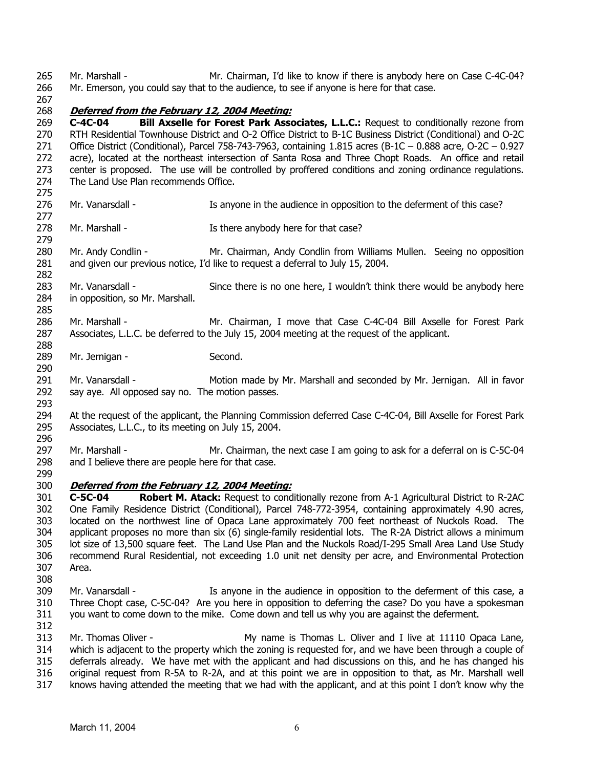Mr. Marshall - Mr. Chairman, I'd like to know if there is anybody here on Case C-4C-04? Mr. Emerson, you could say that to the audience, to see if anyone is here for that case.

***Deferred from the February 12, 2004 Meeting:***

**C-4C-04 Bill Axselle for Forest Park Associates, L.L.C.:** Request to conditionally rezone from RTH Residential Townhouse District and O-2 Office District to B-1C Business District (Conditional) and O-2C Office District (Conditional), Parcel 758-743-7963, containing 1.815 acres (B-1C – 0.888 acre, O-2C – 0.927 acre), located at the northeast intersection of Santa Rosa and Three Chopt Roads. An office and retail center is proposed. The use will be controlled by proffered conditions and zoning ordinance regulations. The Land Use Plan recommends Office.

Mr. Vanarsdall - Is anyone in the audience in opposition to the deferment of this case?

Mr. Marshall - Is there anybody here for that case?

Mr. Andy Condlin - Mr. Chairman, Andy Condlin from Williams Mullen. Seeing no opposition and given our previous notice, I'd like to request a deferral to July 15, 2004.

Mr. Vanarsdall - Since there is no one here, I wouldn't think there would be anybody here in opposition, so Mr. Marshall.

Mr. Marshall - Mr. Chairman, I move that Case C-4C-04 Bill Axselle for Forest Park Associates, L.L.C. be deferred to the July 15, 2004 meeting at the request of the applicant.

Mr. Jernigan - Second.

Mr. Vanarsdall - Motion made by Mr. Marshall and seconded by Mr. Jernigan. All in favor say aye. All opposed say no. The motion passes.

At the request of the applicant, the Planning Commission deferred Case C-4C-04, Bill Axselle for Forest Park Associates, L.L.C., to its meeting on July 15, 2004.

Mr. Marshall - Mr. Chairman, the next case I am going to ask for a deferral on is C-5C-04 and I believe there are people here for that case.

***Deferred from the February 12, 2004 Meeting:***

**C-5C-04 Robert M. Atack:** Request to conditionally rezone from A-1 Agricultural District to R-2AC One Family Residence District (Conditional), Parcel 748-772-3954, containing approximately 4.90 acres, located on the northwest line of Opaca Lane approximately 700 feet northeast of Nuckols Road. The applicant proposes no more than six (6) single-family residential lots. The R-2A District allows a minimum lot size of 13,500 square feet. The Land Use Plan and the Nuckols Road/I-295 Small Area Land Use Study recommend Rural Residential, not exceeding 1.0 unit net density per acre, and Environmental Protection Area.

Mr. Vanarsdall - Is anyone in the audience in opposition to the deferment of this case, a Three Chopt case, C-5C-04? Are you here in opposition to deferring the case? Do you have a spokesman you want to come down to the mike. Come down and tell us why you are against the deferment.

Mr. Thomas Oliver - My name is Thomas L. Oliver and I live at 11110 Opaca Lane, which is adjacent to the property which the zoning is requested for, and we have been through a couple of deferrals already. We have met with the applicant and had discussions on this, and he has changed his original request from R-5A to R-2A, and at this point we are in opposition to that, as Mr. Marshall well knows having attended the meeting that we had with the applicant, and at this point I don't know why the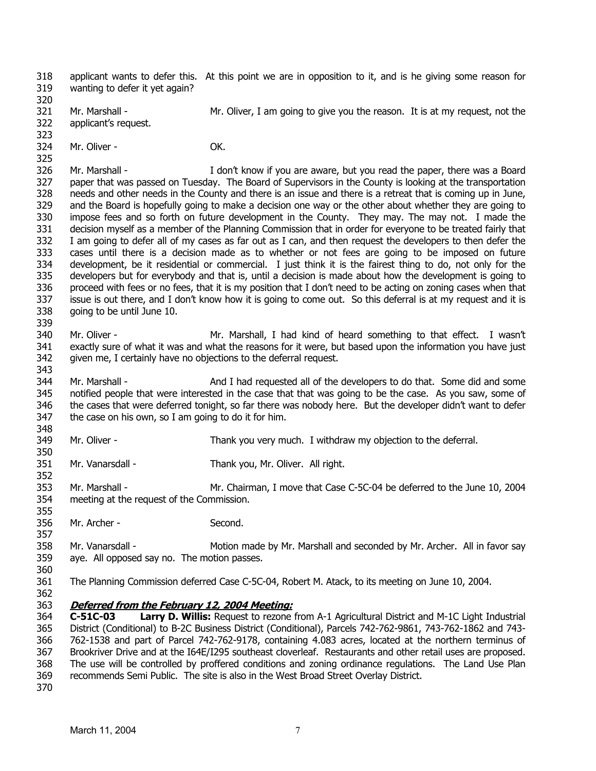applicant wants to defer this. At this point we are in opposition to it, and is he giving some reason for wanting to defer it yet again?

Mr. Marshall - Mr. Oliver, I am going to give you the reason. It is at my request, not the applicant's request.

Mr. Oliver - OK.

Mr. Marshall - I don't know if you are aware, but you read the paper, there was a Board paper that was passed on Tuesday. The Board of Supervisors in the County is looking at the transportation needs and other needs in the County and there is an issue and there is a retreat that is coming up in June, and the Board is hopefully going to make a decision one way or the other about whether they are going to impose fees and so forth on future development in the County. They may. The may not. I made the decision myself as a member of the Planning Commission that in order for everyone to be treated fairly that I am going to defer all of my cases as far out as I can, and then request the developers to then defer the cases until there is a decision made as to whether or not fees are going to be imposed on future development, be it residential or commercial. I just think it is the fairest thing to do, not only for the developers but for everybody and that is, until a decision is made about how the development is going to proceed with fees or no fees, that it is my position that I don't need to be acting on zoning cases when that issue is out there, and I don't know how it is going to come out. So this deferral is at my request and it is going to be until June 10.

Mr. Oliver - Mr. Marshall, I had kind of heard something to that effect. I wasn't exactly sure of what it was and what the reasons for it were, but based upon the information you have just given me, I certainly have no objections to the deferral request.

Mr. Marshall - And I had requested all of the developers to do that. Some did and some notified people that were interested in the case that that was going to be the case. As you saw, some of the cases that were deferred tonight, so far there was nobody here. But the developer didn't want to defer the case on his own, so I am going to do it for him.

Mr. Oliver - Thank you very much. I withdraw my objection to the deferral.

Mr. Vanarsdall - Thank you, Mr. Oliver. All right.

Mr. Marshall - Mr. Chairman, I move that Case C-5C-04 be deferred to the June 10, 2004 meeting at the request of the Commission.

Mr. Archer - Second.

Mr. Vanarsdall - Motion made by Mr. Marshall and seconded by Mr. Archer. All in favor say aye. All opposed say no. The motion passes.

The Planning Commission deferred Case C-5C-04, Robert M. Atack, to its meeting on June 10, 2004.

***Deferred from the February 12, 2004 Meeting:***

**C-51C-03 Larry D. Willis:** Request to rezone from A-1 Agricultural District and M-1C Light Industrial District (Conditional) to B-2C Business District (Conditional), Parcels 742-762-9861, 743-762-1862 and 743-762-1538 and part of Parcel 742-762-9178, containing 4.083 acres, located at the northern terminus of Brookriver Drive and at the I64E/I295 southeast cloverleaf. Restaurants and other retail uses are proposed. The use will be controlled by proffered conditions and zoning ordinance regulations. The Land Use Plan recommends Semi Public. The site is also in the West Broad Street Overlay District.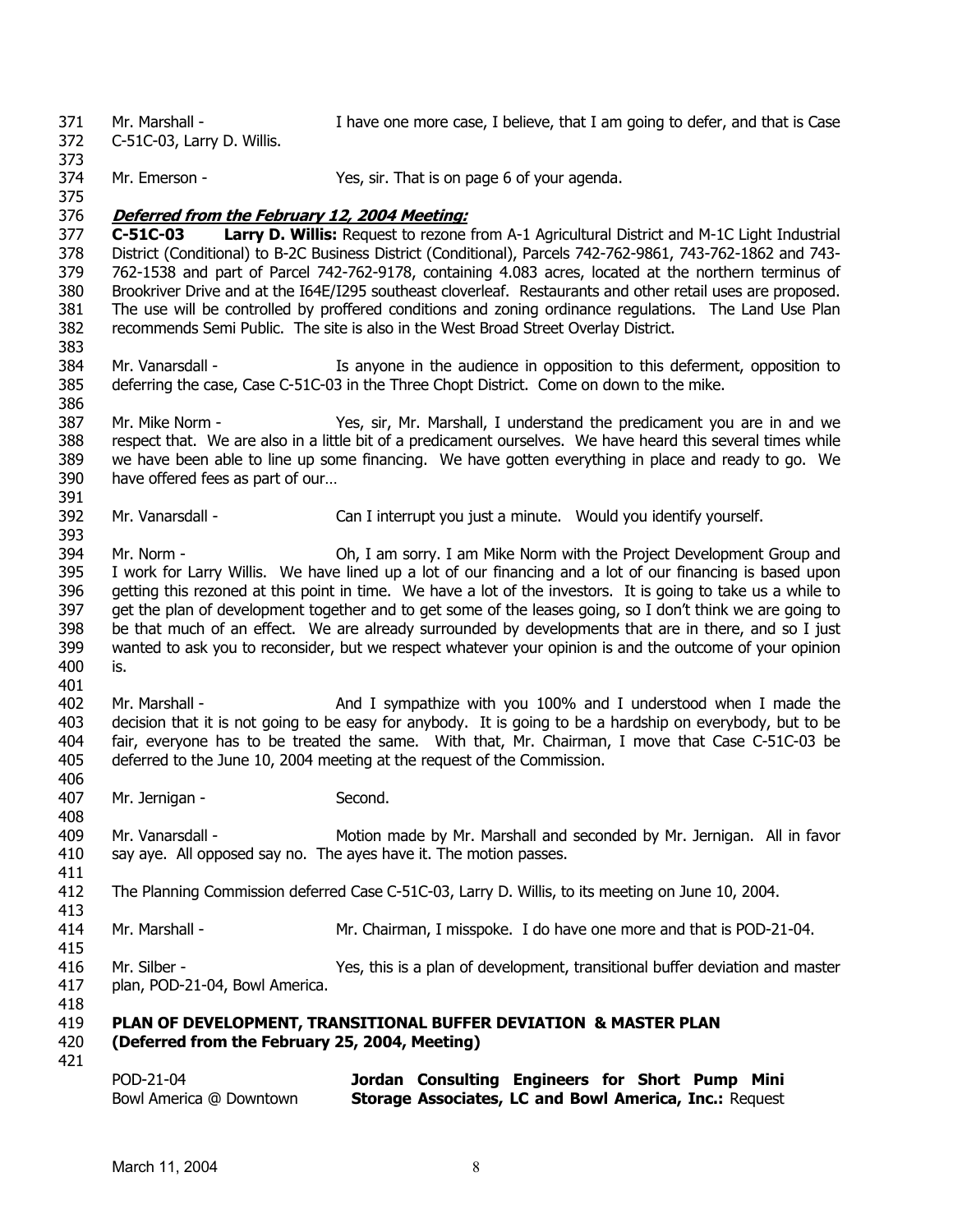Mr. Marshall - I have one more case, I believe, that I am going to defer, and that is Case C-51C-03, Larry D. Willis.

Mr. Emerson - Yes, sir. That is on page 6 of your agenda.

***Deferred from the February 12, 2004 Meeting:***

**C-51C-03 Larry D. Willis:** Request to rezone from A-1 Agricultural District and M-1C Light Industrial District (Conditional) to B-2C Business District (Conditional), Parcels 742-762-9861, 743-762-1862 and 743-762-1538 and part of Parcel 742-762-9178, containing 4.083 acres, located at the northern terminus of Brookriver Drive and at the I64E/I295 southeast cloverleaf. Restaurants and other retail uses are proposed. The use will be controlled by proffered conditions and zoning ordinance regulations. The Land Use Plan recommends Semi Public. The site is also in the West Broad Street Overlay District.

Mr. Vanarsdall - Is anyone in the audience in opposition to this deferment, opposition to deferring the case, Case C-51C-03 in the Three Chopt District. Come on down to the mike.

Mr. Mike Norm - Yes, sir, Mr. Marshall, I understand the predicament you are in and we respect that. We are also in a little bit of a predicament ourselves. We have heard this several times while we have been able to line up some financing. We have gotten everything in place and ready to go. We have offered fees as part of our…

Mr. Vanarsdall - Can I interrupt you just a minute. Would you identify yourself.

Mr. Norm - Oh, I am sorry. I am Mike Norm with the Project Development Group and I work for Larry Willis. We have lined up a lot of our financing and a lot of our financing is based upon getting this rezoned at this point in time. We have a lot of the investors. It is going to take us a while to get the plan of development together and to get some of the leases going, so I don't think we are going to be that much of an effect. We are already surrounded by developments that are in there, and so I just wanted to ask you to reconsider, but we respect whatever your opinion is and the outcome of your opinion is.

Mr. Marshall - And I sympathize with you 100% and I understood when I made the decision that it is not going to be easy for anybody. It is going to be a hardship on everybody, but to be fair, everyone has to be treated the same. With that, Mr. Chairman, I move that Case C-51C-03 be deferred to the June 10, 2004 meeting at the request of the Commission.

Mr. Jernigan - Second.

Mr. Vanarsdall - Motion made by Mr. Marshall and seconded by Mr. Jernigan. All in favor say aye. All opposed say no. The ayes have it. The motion passes.

The Planning Commission deferred Case C-51C-03, Larry D. Willis, to its meeting on June 10, 2004.

Mr. Marshall - Mr. Chairman, I misspoke. I do have one more and that is POD-21-04.

Mr. Silber - Yes, this is a plan of development, transitional buffer deviation and master plan, POD-21-04, Bowl America.

**PLAN OF DEVELOPMENT, TRANSITIONAL BUFFER DEVIATION & MASTER PLAN**
**(Deferred from the February 25, 2004, Meeting)**

POD-21-04
Bowl America @ Downtown

**Jordan Consulting Engineers for Short Pump Mini Storage Associates, LC and Bowl America, Inc.:** Request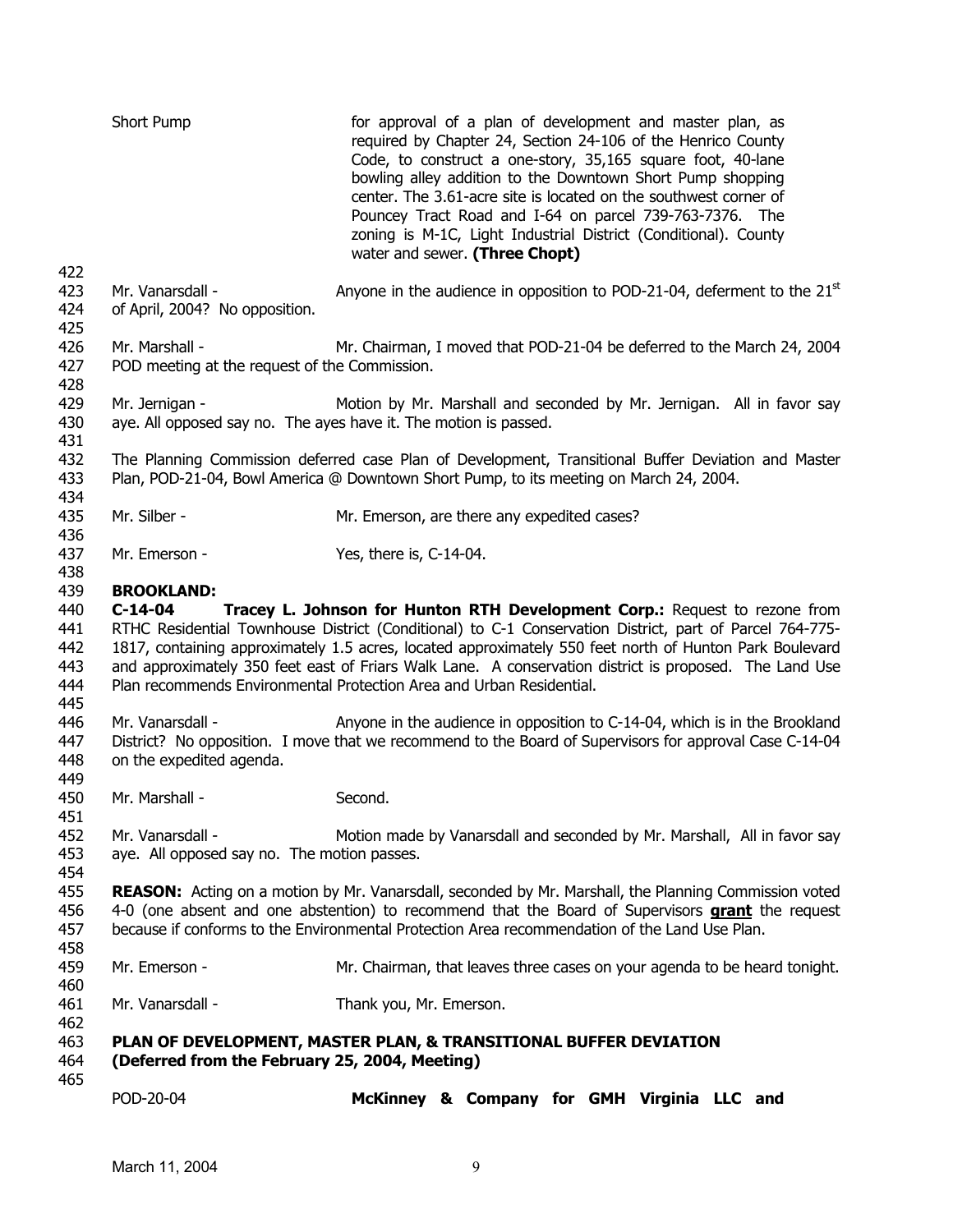Short Pump for approval of a plan of development and master plan, as required by Chapter 24, Section 24-106 of the Henrico County Code, to construct a one-story, 35,165 square foot, 40-lane bowling alley addition to the Downtown Short Pump shopping center. The 3.61-acre site is located on the southwest corner of Pouncey Tract Road and I-64 on parcel 739-763-7376. The zoning is M-1C, Light Industrial District (Conditional). County water and sewer. **(Three Chopt)**

Mr. Vanarsdall - Anyone in the audience in opposition to POD-21-04, deferment to the 21st of April, 2004? No opposition.

Mr. Marshall - Mr. Chairman, I moved that POD-21-04 be deferred to the March 24, 2004 POD meeting at the request of the Commission.

Mr. Jernigan - Motion by Mr. Marshall and seconded by Mr. Jernigan. All in favor say aye. All opposed say no. The ayes have it. The motion is passed.

The Planning Commission deferred case Plan of Development, Transitional Buffer Deviation and Master Plan, POD-21-04, Bowl America @ Downtown Short Pump, to its meeting on March 24, 2004.

Mr. Silber - Mr. Emerson, are there any expedited cases?

Mr. Emerson - Yes, there is, C-14-04.

**BROOKLAND:**

**C-14-04 Tracey L. Johnson for Hunton RTH Development Corp.:** Request to rezone from RTHC Residential Townhouse District (Conditional) to C-1 Conservation District, part of Parcel 764-775-1817, containing approximately 1.5 acres, located approximately 550 feet north of Hunton Park Boulevard and approximately 350 feet east of Friars Walk Lane. A conservation district is proposed. The Land Use Plan recommends Environmental Protection Area and Urban Residential.

Mr. Vanarsdall - Anyone in the audience in opposition to C-14-04, which is in the Brookland District? No opposition. I move that we recommend to the Board of Supervisors for approval Case C-14-04 on the expedited agenda.

Mr. Marshall - Second.

Mr. Vanarsdall - Motion made by Vanarsdall and seconded by Mr. Marshall, All in favor say aye. All opposed say no. The motion passes.

**REASON:** Acting on a motion by Mr. Vanarsdall, seconded by Mr. Marshall, the Planning Commission voted 4-0 (one absent and one abstention) to recommend that the Board of Supervisors **grant** the request because if conforms to the Environmental Protection Area recommendation of the Land Use Plan.

Mr. Emerson - Mr. Chairman, that leaves three cases on your agenda to be heard tonight.

Mr. Vanarsdall - Thank you, Mr. Emerson.

**PLAN OF DEVELOPMENT, MASTER PLAN, & TRANSITIONAL BUFFER DEVIATION (Deferred from the February 25, 2004, Meeting)**

POD-20-04 **McKinney & Company for GMH Virginia LLC and**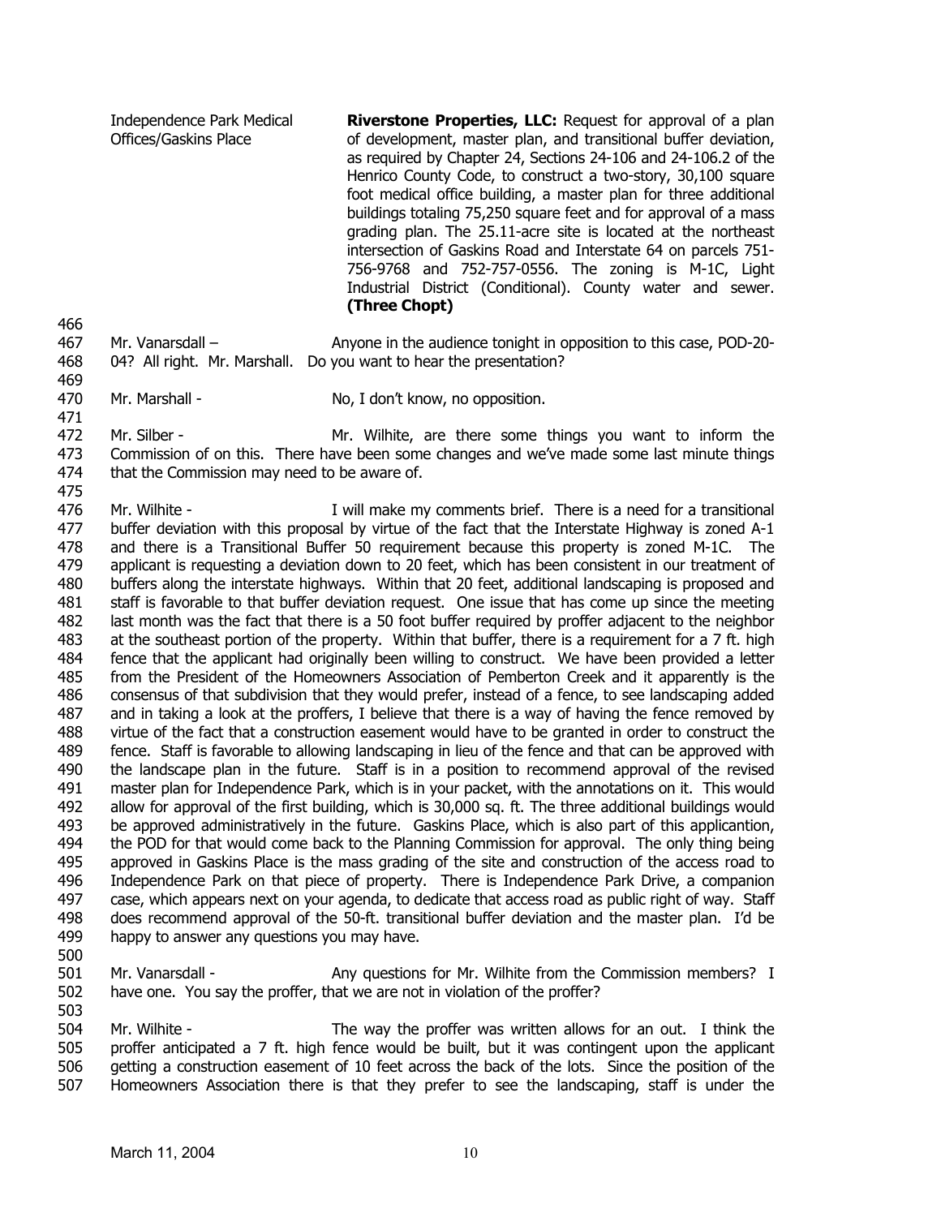Independence Park Medical Offices/Gaskins Place

**Riverstone Properties, LLC:** Request for approval of a plan of development, master plan, and transitional buffer deviation, as required by Chapter 24, Sections 24-106 and 24-106.2 of the Henrico County Code, to construct a two-story, 30,100 square foot medical office building, a master plan for three additional buildings totaling 75,250 square feet and for approval of a mass grading plan. The 25.11-acre site is located at the northeast intersection of Gaskins Road and Interstate 64 on parcels 751-756-9768 and 752-757-0556. The zoning is M-1C, Light Industrial District (Conditional). County water and sewer. **(Three Chopt)**

466

467 Mr. Vanarsdall – Anyone in the audience tonight in opposition to this case, POD-20-
468 04? All right. Mr. Marshall. Do you want to hear the presentation?

469

470 Mr. Marshall - No, I don't know, no opposition.

471

472 Mr. Silber - Mr. Wilhite, are there some things you want to inform the
473 Commission of on this. There have been some changes and we've made some last minute things
474 that the Commission may need to be aware of.

475

476 Mr. Wilhite - I will make my comments brief. There is a need for a transitional
477 buffer deviation with this proposal by virtue of the fact that the Interstate Highway is zoned A-1
478 and there is a Transitional Buffer 50 requirement because this property is zoned M-1C. The
479 applicant is requesting a deviation down to 20 feet, which has been consistent in our treatment of
480 buffers along the interstate highways. Within that 20 feet, additional landscaping is proposed and
481 staff is favorable to that buffer deviation request. One issue that has come up since the meeting
482 last month was the fact that there is a 50 foot buffer required by proffer adjacent to the neighbor
483 at the southeast portion of the property. Within that buffer, there is a requirement for a 7 ft. high
484 fence that the applicant had originally been willing to construct. We have been provided a letter
485 from the President of the Homeowners Association of Pemberton Creek and it apparently is the
486 consensus of that subdivision that they would prefer, instead of a fence, to see landscaping added
487 and in taking a look at the proffers, I believe that there is a way of having the fence removed by
488 virtue of the fact that a construction easement would have to be granted in order to construct the
489 fence. Staff is favorable to allowing landscaping in lieu of the fence and that can be approved with
490 the landscape plan in the future. Staff is in a position to recommend approval of the revised
491 master plan for Independence Park, which is in your packet, with the annotations on it. This would
492 allow for approval of the first building, which is 30,000 sq. ft. The three additional buildings would
493 be approved administratively in the future. Gaskins Place, which is also part of this applicantion,
494 the POD for that would come back to the Planning Commission for approval. The only thing being
495 approved in Gaskins Place is the mass grading of the site and construction of the access road to
496 Independence Park on that piece of property. There is Independence Park Drive, a companion
497 case, which appears next on your agenda, to dedicate that access road as public right of way. Staff
498 does recommend approval of the 50-ft. transitional buffer deviation and the master plan. I'd be
499 happy to answer any questions you may have.

500

501 Mr. Vanarsdall - Any questions for Mr. Wilhite from the Commission members? I
502 have one. You say the proffer, that we are not in violation of the proffer?

503

504 Mr. Wilhite - The way the proffer was written allows for an out. I think the
505 proffer anticipated a 7 ft. high fence would be built, but it was contingent upon the applicant
506 getting a construction easement of 10 feet across the back of the lots. Since the position of the
507 Homeowners Association there is that they prefer to see the landscaping, staff is under the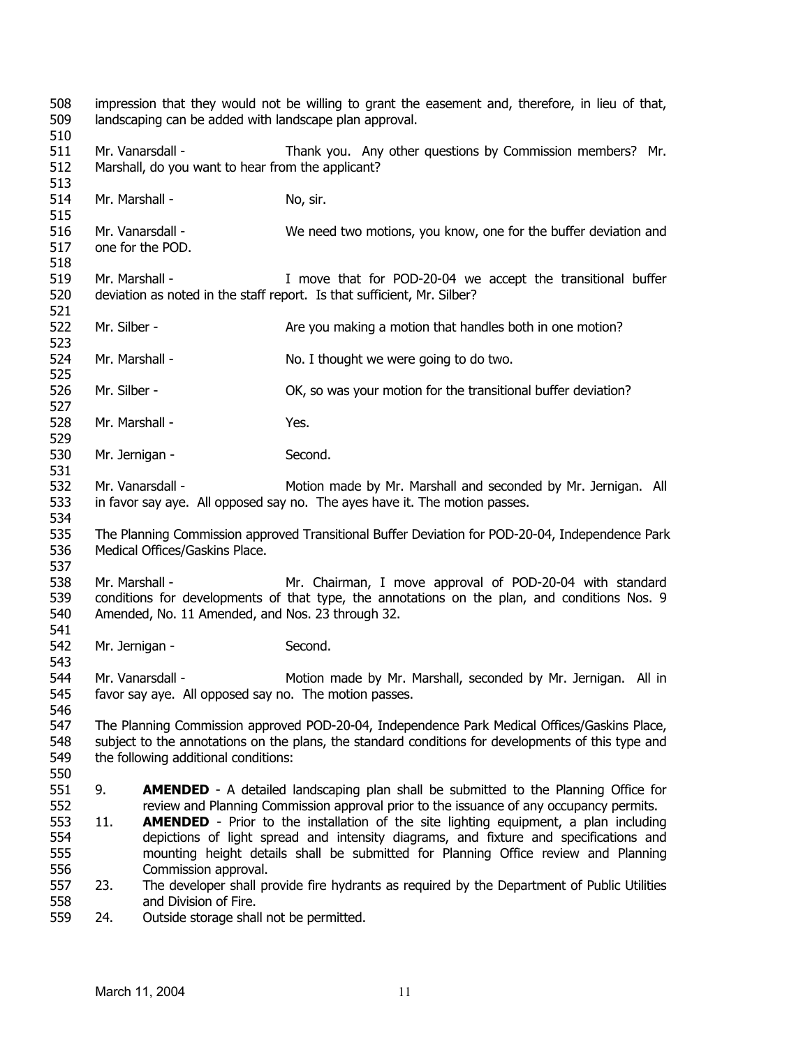impression that they would not be willing to grant the easement and, therefore, in lieu of that, landscaping can be added with landscape plan approval.

Mr. Vanarsdall - Thank you. Any other questions by Commission members? Mr. Marshall, do you want to hear from the applicant?

Mr. Marshall - No, sir.

Mr. Vanarsdall - We need two motions, you know, one for the buffer deviation and one for the POD.

Mr. Marshall - I move that for POD-20-04 we accept the transitional buffer deviation as noted in the staff report. Is that sufficient, Mr. Silber?

Mr. Silber - Are you making a motion that handles both in one motion?

Mr. Marshall - No. I thought we were going to do two.

Mr. Silber - OK, so was your motion for the transitional buffer deviation?

Mr. Marshall - Yes.

Mr. Jernigan - Second.

Mr. Vanarsdall - Motion made by Mr. Marshall and seconded by Mr. Jernigan. All in favor say aye. All opposed say no. The ayes have it. The motion passes.

The Planning Commission approved Transitional Buffer Deviation for POD-20-04, Independence Park Medical Offices/Gaskins Place.

Mr. Marshall - Mr. Chairman, I move approval of POD-20-04 with standard conditions for developments of that type, the annotations on the plan, and conditions Nos. 9 Amended, No. 11 Amended, and Nos. 23 through 32.

Mr. Jernigan - Second.

Mr. Vanarsdall - Motion made by Mr. Marshall, seconded by Mr. Jernigan. All in favor say aye. All opposed say no. The motion passes.

The Planning Commission approved POD-20-04, Independence Park Medical Offices/Gaskins Place, subject to the annotations on the plans, the standard conditions for developments of this type and the following additional conditions:

9. **AMENDED** - A detailed landscaping plan shall be submitted to the Planning Office for review and Planning Commission approval prior to the issuance of any occupancy permits.
11. **AMENDED** - Prior to the installation of the site lighting equipment, a plan including depictions of light spread and intensity diagrams, and fixture and specifications and mounting height details shall be submitted for Planning Office review and Planning Commission approval.
23. The developer shall provide fire hydrants as required by the Department of Public Utilities and Division of Fire.
24. Outside storage shall not be permitted.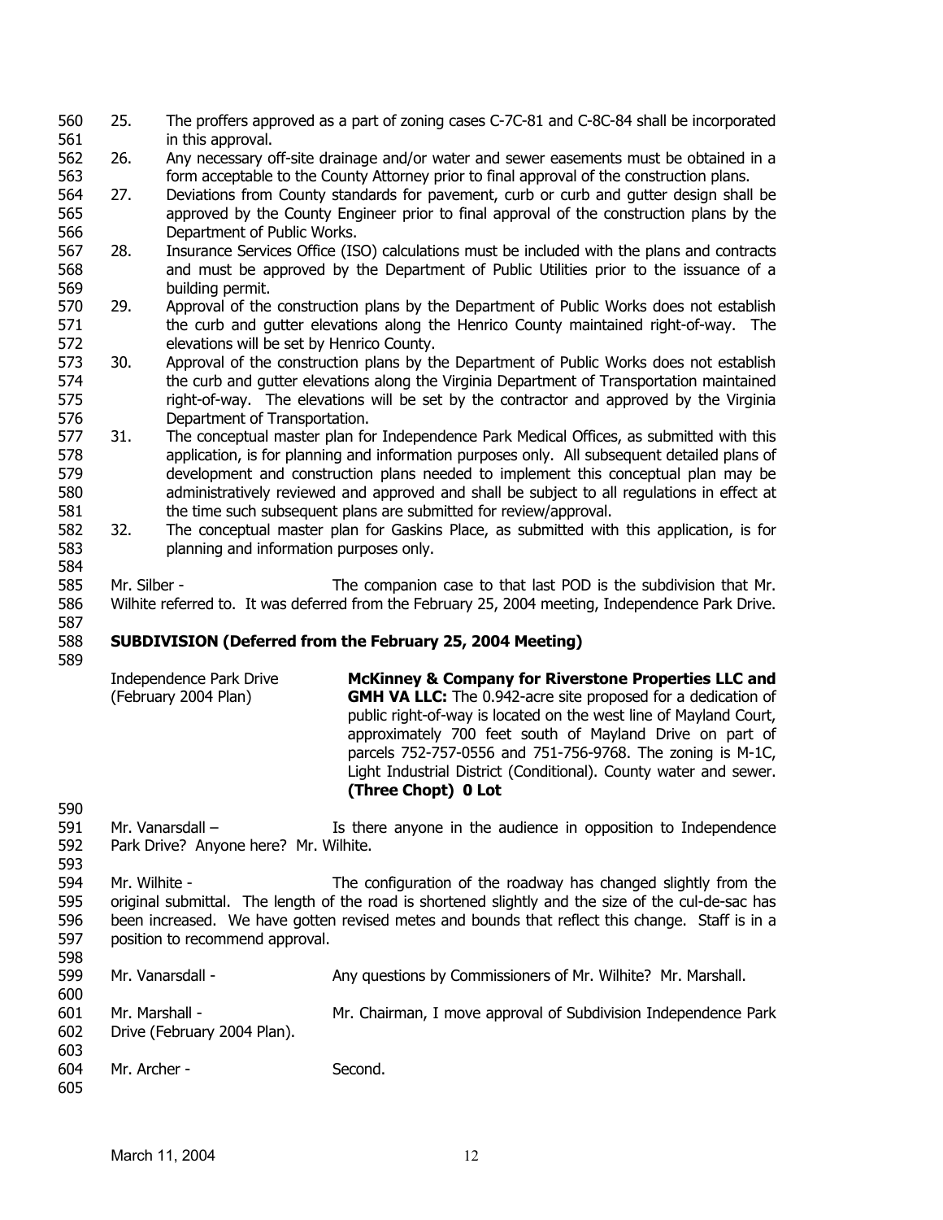25. The proffers approved as a part of zoning cases C-7C-81 and C-8C-84 shall be incorporated in this approval.
26. Any necessary off-site drainage and/or water and sewer easements must be obtained in a form acceptable to the County Attorney prior to final approval of the construction plans.
27. Deviations from County standards for pavement, curb or curb and gutter design shall be approved by the County Engineer prior to final approval of the construction plans by the Department of Public Works.
28. Insurance Services Office (ISO) calculations must be included with the plans and contracts and must be approved by the Department of Public Utilities prior to the issuance of a building permit.
29. Approval of the construction plans by the Department of Public Works does not establish the curb and gutter elevations along the Henrico County maintained right-of-way. The elevations will be set by Henrico County.
30. Approval of the construction plans by the Department of Public Works does not establish the curb and gutter elevations along the Virginia Department of Transportation maintained right-of-way. The elevations will be set by the contractor and approved by the Virginia Department of Transportation.
31. The conceptual master plan for Independence Park Medical Offices, as submitted with this application, is for planning and information purposes only. All subsequent detailed plans of development and construction plans needed to implement this conceptual plan may be administratively reviewed and approved and shall be subject to all regulations in effect at the time such subsequent plans are submitted for review/approval.
32. The conceptual master plan for Gaskins Place, as submitted with this application, is for planning and information purposes only.

Mr. Silber - The companion case to that last POD is the subdivision that Mr. Wilhite referred to. It was deferred from the February 25, 2004 meeting, Independence Park Drive.

**SUBDIVISION (Deferred from the February 25, 2004 Meeting)**

Independence Park Drive (February 2004 Plan)

**McKinney & Company for Riverstone Properties LLC and GMH VA LLC:** The 0.942-acre site proposed for a dedication of public right-of-way is located on the west line of Mayland Court, approximately 700 feet south of Mayland Drive on part of parcels 752-757-0556 and 751-756-9768. The zoning is M-1C, Light Industrial District (Conditional). County water and sewer. **(Three Chopt) 0 Lot**

Mr. Vanarsdall – Is there anyone in the audience in opposition to Independence Park Drive? Anyone here? Mr. Wilhite.

Mr. Wilhite - The configuration of the roadway has changed slightly from the original submittal. The length of the road is shortened slightly and the size of the cul-de-sac has been increased. We have gotten revised metes and bounds that reflect this change. Staff is in a position to recommend approval.

Mr. Vanarsdall - Any questions by Commissioners of Mr. Wilhite? Mr. Marshall.

Mr. Marshall - Mr. Chairman, I move approval of Subdivision Independence Park Drive (February 2004 Plan).

Mr. Archer - Second.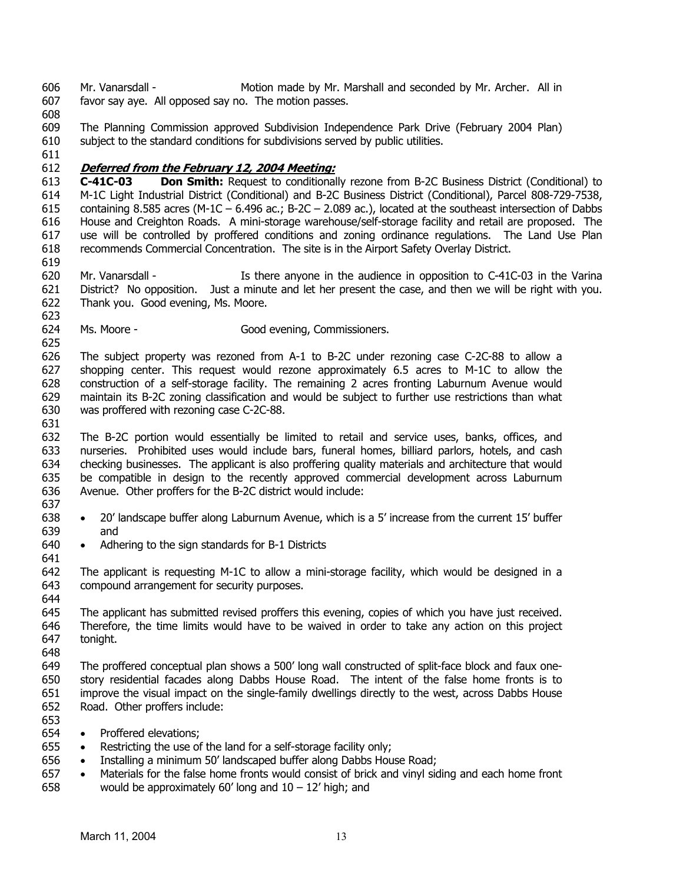Mr. Vanarsdall - Motion made by Mr. Marshall and seconded by Mr. Archer. All in favor say aye. All opposed say no. The motion passes.

The Planning Commission approved Subdivision Independence Park Drive (February 2004 Plan) subject to the standard conditions for subdivisions served by public utilities.

***Deferred from the February 12, 2004 Meeting:***

**C-41C-03 Don Smith:** Request to conditionally rezone from B-2C Business District (Conditional) to M-1C Light Industrial District (Conditional) and B-2C Business District (Conditional), Parcel 808-729-7538, containing 8.585 acres (M-1C – 6.496 ac.; B-2C – 2.089 ac.), located at the southeast intersection of Dabbs House and Creighton Roads. A mini-storage warehouse/self-storage facility and retail are proposed. The use will be controlled by proffered conditions and zoning ordinance regulations. The Land Use Plan recommends Commercial Concentration. The site is in the Airport Safety Overlay District.

Mr. Vanarsdall - Is there anyone in the audience in opposition to C-41C-03 in the Varina District? No opposition. Just a minute and let her present the case, and then we will be right with you. Thank you. Good evening, Ms. Moore.

Ms. Moore - Good evening, Commissioners.

The subject property was rezoned from A-1 to B-2C under rezoning case C-2C-88 to allow a shopping center. This request would rezone approximately 6.5 acres to M-1C to allow the construction of a self-storage facility. The remaining 2 acres fronting Laburnum Avenue would maintain its B-2C zoning classification and would be subject to further use restrictions than what was proffered with rezoning case C-2C-88.

The B-2C portion would essentially be limited to retail and service uses, banks, offices, and nurseries. Prohibited uses would include bars, funeral homes, billiard parlors, hotels, and cash checking businesses. The applicant is also proffering quality materials and architecture that would be compatible in design to the recently approved commercial development across Laburnum Avenue. Other proffers for the B-2C district would include:

- 20' landscape buffer along Laburnum Avenue, which is a 5' increase from the current 15' buffer and
- Adhering to the sign standards for B-1 Districts

The applicant is requesting M-1C to allow a mini-storage facility, which would be designed in a compound arrangement for security purposes.

The applicant has submitted revised proffers this evening, copies of which you have just received. Therefore, the time limits would have to be waived in order to take any action on this project tonight.

The proffered conceptual plan shows a 500' long wall constructed of split-face block and faux one-story residential facades along Dabbs House Road. The intent of the false home fronts is to improve the visual impact on the single-family dwellings directly to the west, across Dabbs House Road. Other proffers include:

- Proffered elevations;
- Restricting the use of the land for a self-storage facility only;
- Installing a minimum 50' landscaped buffer along Dabbs House Road;
- Materials for the false home fronts would consist of brick and vinyl siding and each home front would be approximately 60' long and 10 – 12' high; and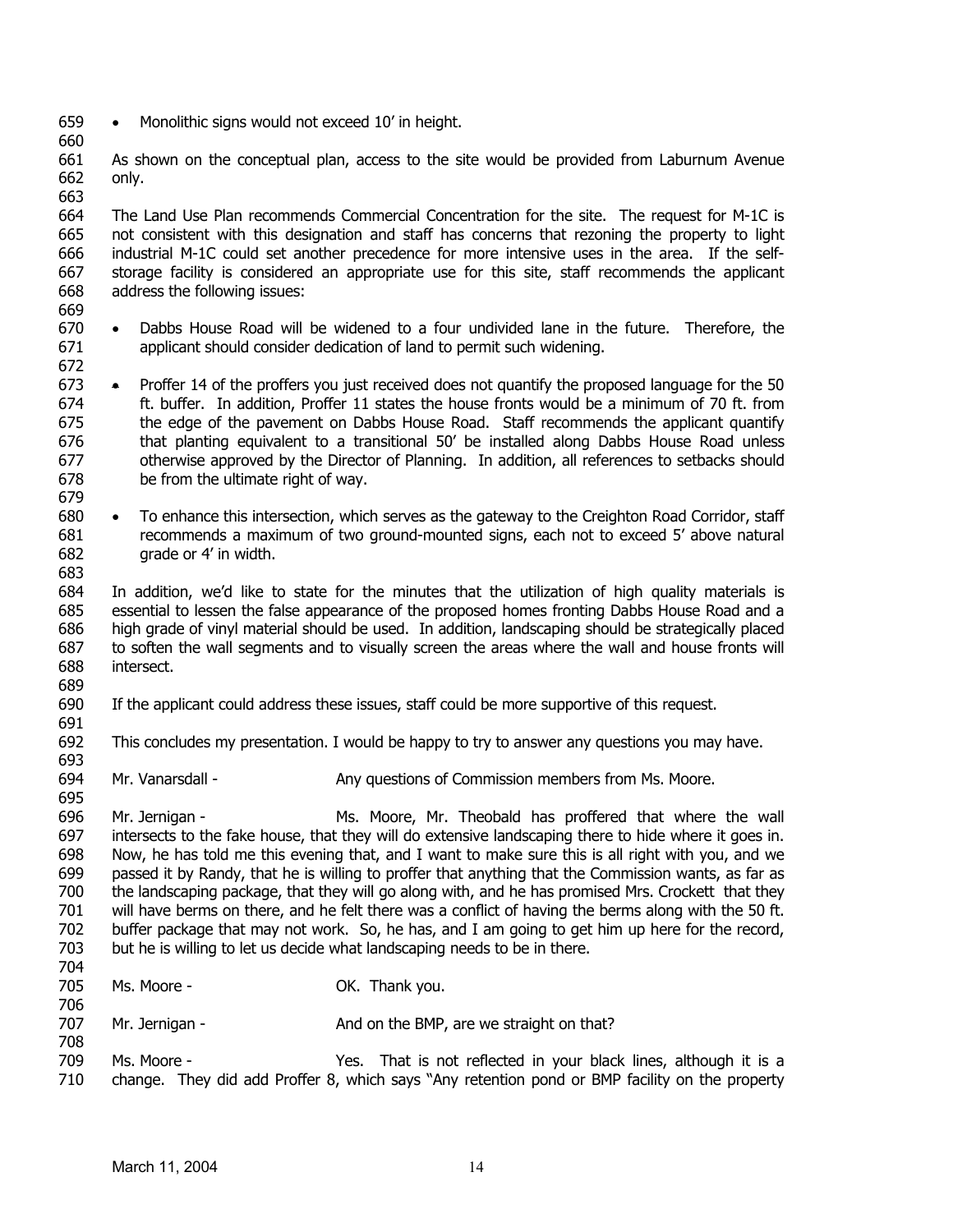- Monolithic signs would not exceed 10' in height.

As shown on the conceptual plan, access to the site would be provided from Laburnum Avenue only.

The Land Use Plan recommends Commercial Concentration for the site. The request for M-1C is not consistent with this designation and staff has concerns that rezoning the property to light industrial M-1C could set another precedence for more intensive uses in the area. If the self-storage facility is considered an appropriate use for this site, staff recommends the applicant address the following issues:

- Dabbs House Road will be widened to a four undivided lane in the future. Therefore, the applicant should consider dedication of land to permit such widening.

- Proffer 14 of the proffers you just received does not quantify the proposed language for the 50 ft. buffer. In addition, Proffer 11 states the house fronts would be a minimum of 70 ft. from the edge of the pavement on Dabbs House Road. Staff recommends the applicant quantify that planting equivalent to a transitional 50' be installed along Dabbs House Road unless otherwise approved by the Director of Planning. In addition, all references to setbacks should be from the ultimate right of way.

- To enhance this intersection, which serves as the gateway to the Creighton Road Corridor, staff recommends a maximum of two ground-mounted signs, each not to exceed 5' above natural grade or 4' in width.

In addition, we'd like to state for the minutes that the utilization of high quality materials is essential to lessen the false appearance of the proposed homes fronting Dabbs House Road and a high grade of vinyl material should be used. In addition, landscaping should be strategically placed to soften the wall segments and to visually screen the areas where the wall and house fronts will intersect.

If the applicant could address these issues, staff could be more supportive of this request.

This concludes my presentation. I would be happy to try to answer any questions you may have.

Mr. Vanarsdall - Any questions of Commission members from Ms. Moore.

Mr. Jernigan - Ms. Moore, Mr. Theobald has proffered that where the wall intersects to the fake house, that they will do extensive landscaping there to hide where it goes in. Now, he has told me this evening that, and I want to make sure this is all right with you, and we passed it by Randy, that he is willing to proffer that anything that the Commission wants, as far as the landscaping package, that they will go along with, and he has promised Mrs. Crockett that they will have berms on there, and he felt there was a conflict of having the berms along with the 50 ft. buffer package that may not work. So, he has, and I am going to get him up here for the record, but he is willing to let us decide what landscaping needs to be in there.

Ms. Moore - OK. Thank you.

Mr. Jernigan - And on the BMP, are we straight on that?

Ms. Moore - Yes. That is not reflected in your black lines, although it is a change. They did add Proffer 8, which says "Any retention pond or BMP facility on the property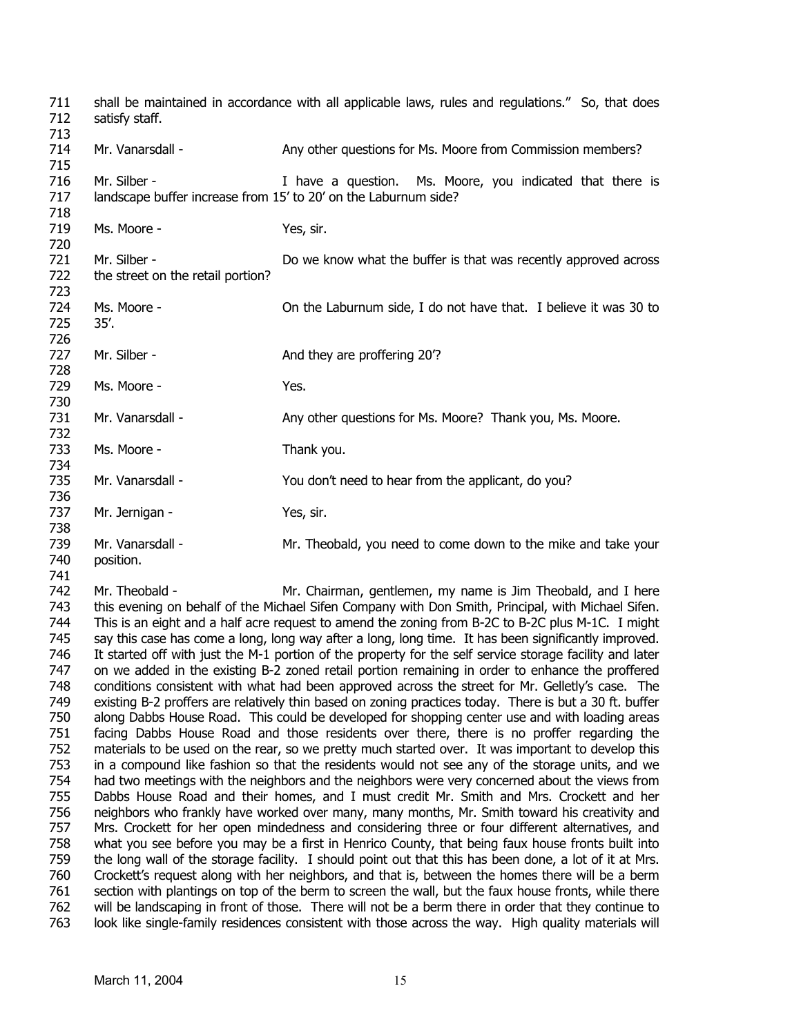711 shall be maintained in accordance with all applicable laws, rules and regulations." So, that does
712 satisfy staff.
713
714 Mr. Vanarsdall - Any other questions for Ms. Moore from Commission members?
715
716 Mr. Silber - I have a question. Ms. Moore, you indicated that there is
717 landscape buffer increase from 15' to 20' on the Laburnum side?
718
719 Ms. Moore - Yes, sir.
720
721 Mr. Silber - Do we know what the buffer is that was recently approved across
722 the street on the retail portion?
723
724 Ms. Moore - On the Laburnum side, I do not have that. I believe it was 30 to
725 35'.
726
727 Mr. Silber - And they are proffering 20'?
728
729 Ms. Moore - Yes.
730
731 Mr. Vanarsdall - Any other questions for Ms. Moore? Thank you, Ms. Moore.
732
733 Ms. Moore - Thank you.
734
735 Mr. Vanarsdall - You don't need to hear from the applicant, do you?
736
737 Mr. Jernigan - Yes, sir.
738
739 Mr. Vanarsdall - Mr. Theobald, you need to come down to the mike and take your
740 position.
741
742 Mr. Theobald - Mr. Chairman, gentlemen, my name is Jim Theobald, and I here
743 this evening on behalf of the Michael Sifen Company with Don Smith, Principal, with Michael Sifen.
744 This is an eight and a half acre request to amend the zoning from B-2C to B-2C plus M-1C. I might
745 say this case has come a long, long way after a long, long time. It has been significantly improved.
746 It started off with just the M-1 portion of the property for the self service storage facility and later
747 on we added in the existing B-2 zoned retail portion remaining in order to enhance the proffered
748 conditions consistent with what had been approved across the street for Mr. Gelletly's case. The
749 existing B-2 proffers are relatively thin based on zoning practices today. There is but a 30 ft. buffer
750 along Dabbs House Road. This could be developed for shopping center use and with loading areas
751 facing Dabbs House Road and those residents over there, there is no proffer regarding the
752 materials to be used on the rear, so we pretty much started over. It was important to develop this
753 in a compound like fashion so that the residents would not see any of the storage units, and we
754 had two meetings with the neighbors and the neighbors were very concerned about the views from
755 Dabbs House Road and their homes, and I must credit Mr. Smith and Mrs. Crockett and her
756 neighbors who frankly have worked over many, many months, Mr. Smith toward his creativity and
757 Mrs. Crockett for her open mindedness and considering three or four different alternatives, and
758 what you see before you may be a first in Henrico County, that being faux house fronts built into
759 the long wall of the storage facility. I should point out that this has been done, a lot of it at Mrs.
760 Crockett's request along with her neighbors, and that is, between the homes there will be a berm
761 section with plantings on top of the berm to screen the wall, but the faux house fronts, while there
762 will be landscaping in front of those. There will not be a berm there in order that they continue to
763 look like single-family residences consistent with those across the way. High quality materials will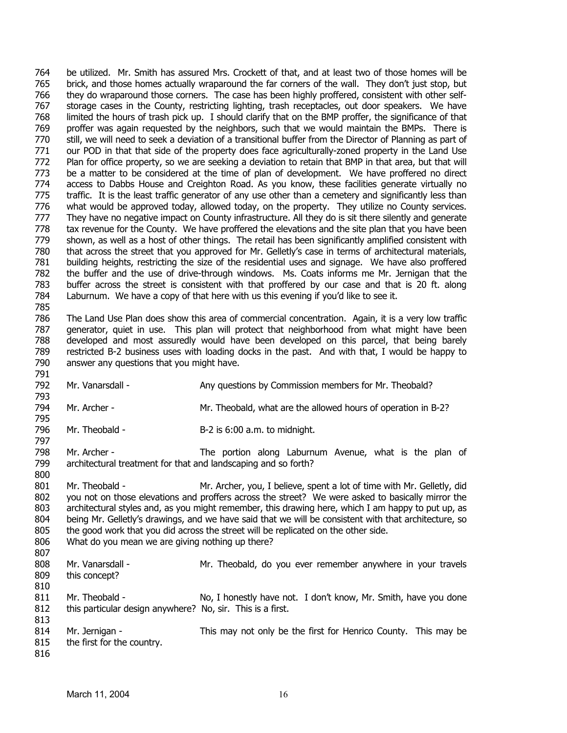be utilized. Mr. Smith has assured Mrs. Crockett of that, and at least two of those homes will be brick, and those homes actually wraparound the far corners of the wall. They don't just stop, but they do wraparound those corners. The case has been highly proffered, consistent with other self-storage cases in the County, restricting lighting, trash receptacles, out door speakers. We have limited the hours of trash pick up. I should clarify that on the BMP proffer, the significance of that proffer was again requested by the neighbors, such that we would maintain the BMPs. There is still, we will need to seek a deviation of a transitional buffer from the Director of Planning as part of our POD in that that side of the property does face agriculturally-zoned property in the Land Use Plan for office property, so we are seeking a deviation to retain that BMP in that area, but that will be a matter to be considered at the time of plan of development. We have proffered no direct access to Dabbs House and Creighton Road. As you know, these facilities generate virtually no traffic. It is the least traffic generator of any use other than a cemetery and significantly less than what would be approved today, allowed today, on the property. They utilize no County services. They have no negative impact on County infrastructure. All they do is sit there silently and generate tax revenue for the County. We have proffered the elevations and the site plan that you have been shown, as well as a host of other things. The retail has been significantly amplified consistent with that across the street that you approved for Mr. Gelletly's case in terms of architectural materials, building heights, restricting the size of the residential uses and signage. We have also proffered the buffer and the use of drive-through windows. Ms. Coats informs me Mr. Jernigan that the buffer across the street is consistent with that proffered by our case and that is 20 ft. along Laburnum. We have a copy of that here with us this evening if you'd like to see it.

The Land Use Plan does show this area of commercial concentration. Again, it is a very low traffic generator, quiet in use. This plan will protect that neighborhood from what might have been developed and most assuredly would have been developed on this parcel, that being barely restricted B-2 business uses with loading docks in the past. And with that, I would be happy to answer any questions that you might have.

Mr. Vanarsdall - Any questions by Commission members for Mr. Theobald?

Mr. Archer - Mr. Theobald, what are the allowed hours of operation in B-2?

Mr. Theobald - B-2 is 6:00 a.m. to midnight.

Mr. Archer - The portion along Laburnum Avenue, what is the plan of architectural treatment for that and landscaping and so forth?

Mr. Theobald - Mr. Archer, you, I believe, spent a lot of time with Mr. Gelletly, did you not on those elevations and proffers across the street? We were asked to basically mirror the architectural styles and, as you might remember, this drawing here, which I am happy to put up, as being Mr. Gelletly's drawings, and we have said that we will be consistent with that architecture, so the good work that you did across the street will be replicated on the other side.
What do you mean we are giving nothing up there?

Mr. Vanarsdall - Mr. Theobald, do you ever remember anywhere in your travels this concept?

Mr. Theobald - No, I honestly have not. I don't know, Mr. Smith, have you done this particular design anywhere? No, sir. This is a first.

Mr. Jernigan - This may not only be the first for Henrico County. This may be the first for the country.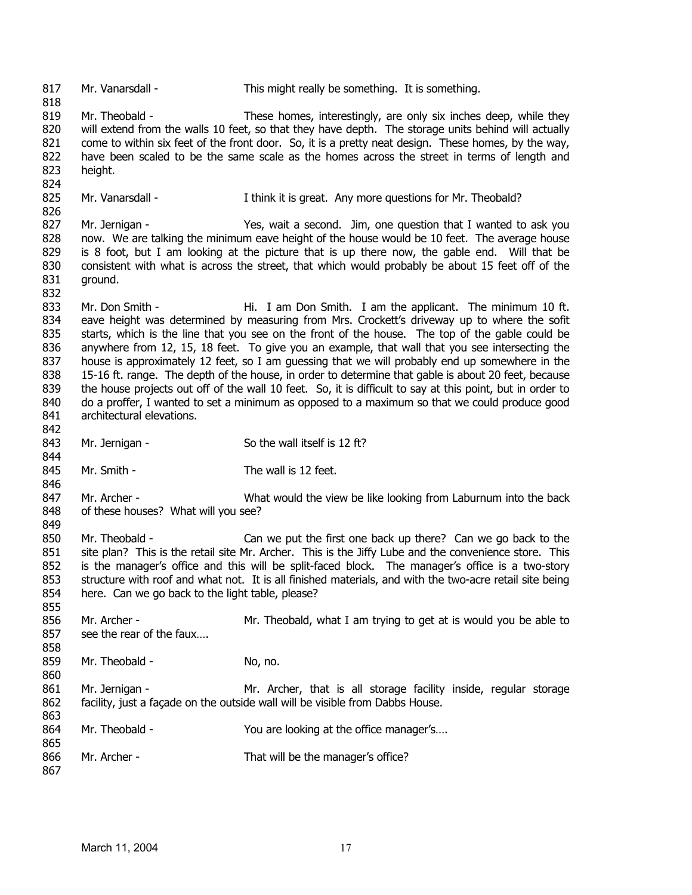817 Mr. Vanarsdall - This might really be something. It is something.

818

819 Mr. Theobald - These homes, interestingly, are only six inches deep, while they
820 will extend from the walls 10 feet, so that they have depth. The storage units behind will actually
821 come to within six feet of the front door. So, it is a pretty neat design. These homes, by the way,
822 have been scaled to be the same scale as the homes across the street in terms of length and
823 height.

824

825 Mr. Vanarsdall - I think it is great. Any more questions for Mr. Theobald?

826

827 Mr. Jernigan - Yes, wait a second. Jim, one question that I wanted to ask you
828 now. We are talking the minimum eave height of the house would be 10 feet. The average house
829 is 8 foot, but I am looking at the picture that is up there now, the gable end. Will that be
830 consistent with what is across the street, that which would probably be about 15 feet off of the
831 ground.

832

833 Mr. Don Smith - Hi. I am Don Smith. I am the applicant. The minimum 10 ft.
834 eave height was determined by measuring from Mrs. Crockett's driveway up to where the sofit
835 starts, which is the line that you see on the front of the house. The top of the gable could be
836 anywhere from 12, 15, 18 feet. To give you an example, that wall that you see intersecting the
837 house is approximately 12 feet, so I am guessing that we will probably end up somewhere in the
838 15-16 ft. range. The depth of the house, in order to determine that gable is about 20 feet, because
839 the house projects out off of the wall 10 feet. So, it is difficult to say at this point, but in order to
840 do a proffer, I wanted to set a minimum as opposed to a maximum so that we could produce good
841 architectural elevations.

842

843 Mr. Jernigan - So the wall itself is 12 ft?

844

845 Mr. Smith - The wall is 12 feet.

846

847 Mr. Archer - What would the view be like looking from Laburnum into the back
848 of these houses? What will you see?

849

850 Mr. Theobald - Can we put the first one back up there? Can we go back to the
851 site plan? This is the retail site Mr. Archer. This is the Jiffy Lube and the convenience store. This
852 is the manager's office and this will be split-faced block. The manager's office is a two-story
853 structure with roof and what not. It is all finished materials, and with the two-acre retail site being
854 here. Can we go back to the light table, please?

855

856 Mr. Archer - Mr. Theobald, what I am trying to get at is would you be able to
857 see the rear of the faux….

858

859 Mr. Theobald - No, no.

860

861 Mr. Jernigan - Mr. Archer, that is all storage facility inside, regular storage
862 facility, just a façade on the outside wall will be visible from Dabbs House.

863

864 Mr. Theobald - You are looking at the office manager's….

865

866 Mr. Archer - That will be the manager's office?

867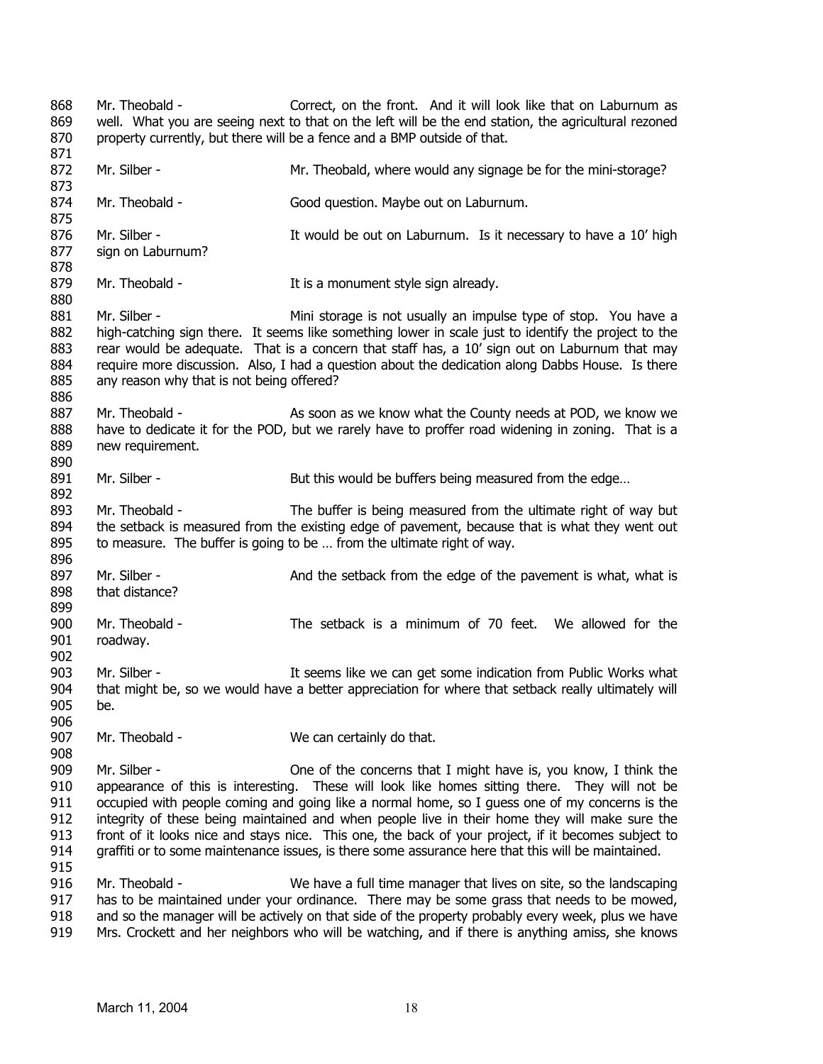868 Mr. Theobald - Correct, on the front. And it will look like that on Laburnum as
869 well. What you are seeing next to that on the left will be the end station, the agricultural rezoned
870 property currently, but there will be a fence and a BMP outside of that.

872 Mr. Silber - Mr. Theobald, where would any signage be for the mini-storage?

874 Mr. Theobald - Good question. Maybe out on Laburnum.

876 Mr. Silber - It would be out on Laburnum. Is it necessary to have a 10' high
877 sign on Laburnum?

879 Mr. Theobald - It is a monument style sign already.

881 Mr. Silber - Mini storage is not usually an impulse type of stop. You have a
882 high-catching sign there. It seems like something lower in scale just to identify the project to the
883 rear would be adequate. That is a concern that staff has, a 10' sign out on Laburnum that may
884 require more discussion. Also, I had a question about the dedication along Dabbs House. Is there
885 any reason why that is not being offered?

887 Mr. Theobald - As soon as we know what the County needs at POD, we know we
888 have to dedicate it for the POD, but we rarely have to proffer road widening in zoning. That is a
889 new requirement.

891 Mr. Silber - But this would be buffers being measured from the edge…

893 Mr. Theobald - The buffer is being measured from the ultimate right of way but
894 the setback is measured from the existing edge of pavement, because that is what they went out
895 to measure. The buffer is going to be … from the ultimate right of way.

897 Mr. Silber - And the setback from the edge of the pavement is what, what is
898 that distance?

900 Mr. Theobald - The setback is a minimum of 70 feet. We allowed for the
901 roadway.

903 Mr. Silber - It seems like we can get some indication from Public Works what
904 that might be, so we would have a better appreciation for where that setback really ultimately will
905 be.

907 Mr. Theobald - We can certainly do that.

909 Mr. Silber - One of the concerns that I might have is, you know, I think the
910 appearance of this is interesting. These will look like homes sitting there. They will not be
911 occupied with people coming and going like a normal home, so I guess one of my concerns is the
912 integrity of these being maintained and when people live in their home they will make sure the
913 front of it looks nice and stays nice. This one, the back of your project, if it becomes subject to
914 graffiti or to some maintenance issues, is there some assurance here that this will be maintained.

916 Mr. Theobald - We have a full time manager that lives on site, so the landscaping
917 has to be maintained under your ordinance. There may be some grass that needs to be mowed,
918 and so the manager will be actively on that side of the property probably every week, plus we have
919 Mrs. Crockett and her neighbors who will be watching, and if there is anything amiss, she knows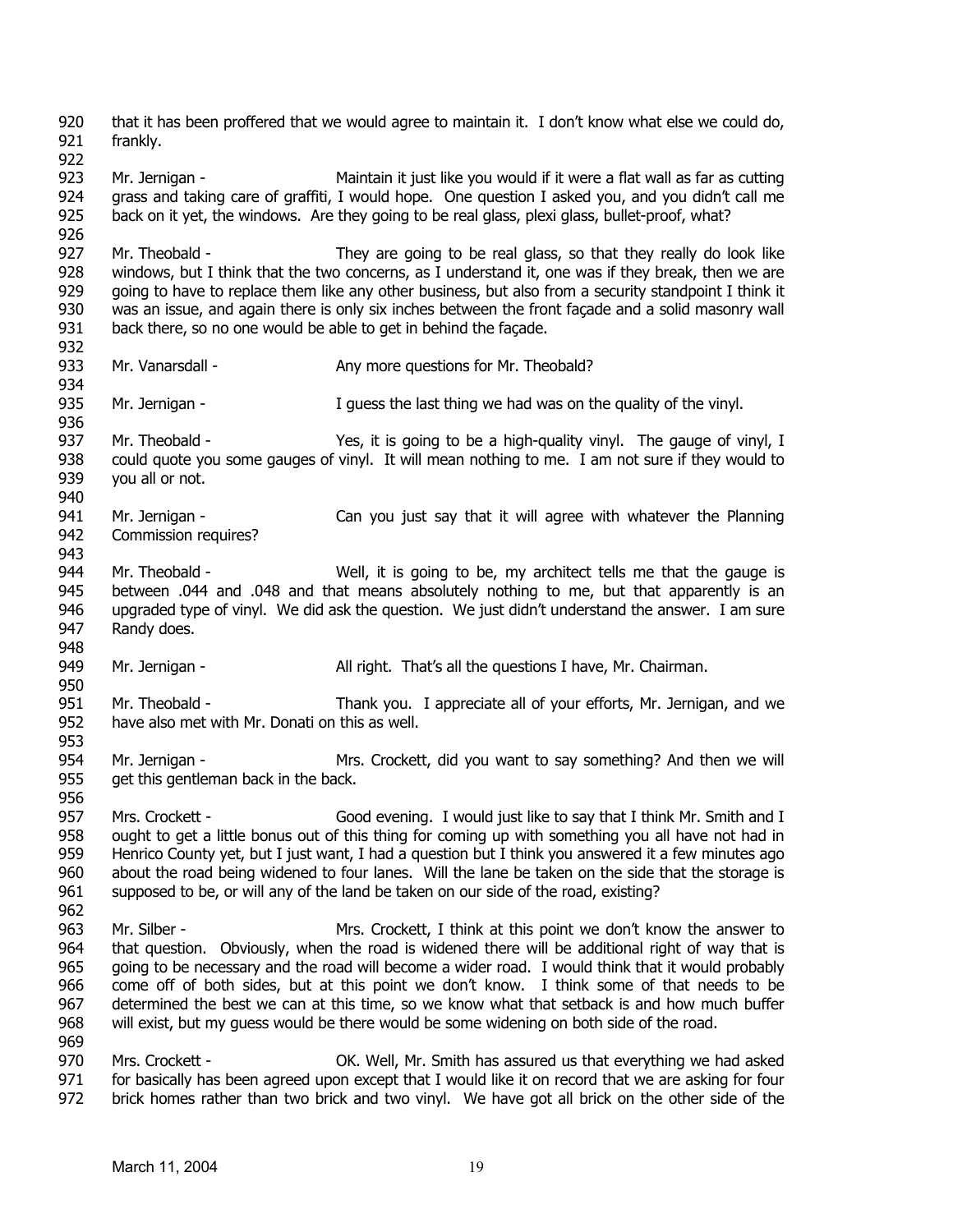920 that it has been proffered that we would agree to maintain it. I don't know what else we could do,
921 frankly.
922
923 Mr. Jernigan - Maintain it just like you would if it were a flat wall as far as cutting
924 grass and taking care of graffiti, I would hope. One question I asked you, and you didn't call me
925 back on it yet, the windows. Are they going to be real glass, plexi glass, bullet-proof, what?
926
927 Mr. Theobald - They are going to be real glass, so that they really do look like
928 windows, but I think that the two concerns, as I understand it, one was if they break, then we are
929 going to have to replace them like any other business, but also from a security standpoint I think it
930 was an issue, and again there is only six inches between the front façade and a solid masonry wall
931 back there, so no one would be able to get in behind the façade.
932
933 Mr. Vanarsdall - Any more questions for Mr. Theobald?
934
935 Mr. Jernigan - I guess the last thing we had was on the quality of the vinyl.
936
937 Mr. Theobald - Yes, it is going to be a high-quality vinyl. The gauge of vinyl, I
938 could quote you some gauges of vinyl. It will mean nothing to me. I am not sure if they would to
939 you all or not.
940
941 Mr. Jernigan - Can you just say that it will agree with whatever the Planning
942 Commission requires?
943
944 Mr. Theobald - Well, it is going to be, my architect tells me that the gauge is
945 between .044 and .048 and that means absolutely nothing to me, but that apparently is an
946 upgraded type of vinyl. We did ask the question. We just didn't understand the answer. I am sure
947 Randy does.
948
949 Mr. Jernigan - All right. That's all the questions I have, Mr. Chairman.
950
951 Mr. Theobald - Thank you. I appreciate all of your efforts, Mr. Jernigan, and we
952 have also met with Mr. Donati on this as well.
953
954 Mr. Jernigan - Mrs. Crockett, did you want to say something? And then we will
955 get this gentleman back in the back.
956
957 Mrs. Crockett - Good evening. I would just like to say that I think Mr. Smith and I
958 ought to get a little bonus out of this thing for coming up with something you all have not had in
959 Henrico County yet, but I just want, I had a question but I think you answered it a few minutes ago
960 about the road being widened to four lanes. Will the lane be taken on the side that the storage is
961 supposed to be, or will any of the land be taken on our side of the road, existing?
962
963 Mr. Silber - Mrs. Crockett, I think at this point we don't know the answer to
964 that question. Obviously, when the road is widened there will be additional right of way that is
965 going to be necessary and the road will become a wider road. I would think that it would probably
966 come off of both sides, but at this point we don't know. I think some of that needs to be
967 determined the best we can at this time, so we know what that setback is and how much buffer
968 will exist, but my guess would be there would be some widening on both side of the road.
969
970 Mrs. Crockett - OK. Well, Mr. Smith has assured us that everything we had asked
971 for basically has been agreed upon except that I would like it on record that we are asking for four
972 brick homes rather than two brick and two vinyl. We have got all brick on the other side of the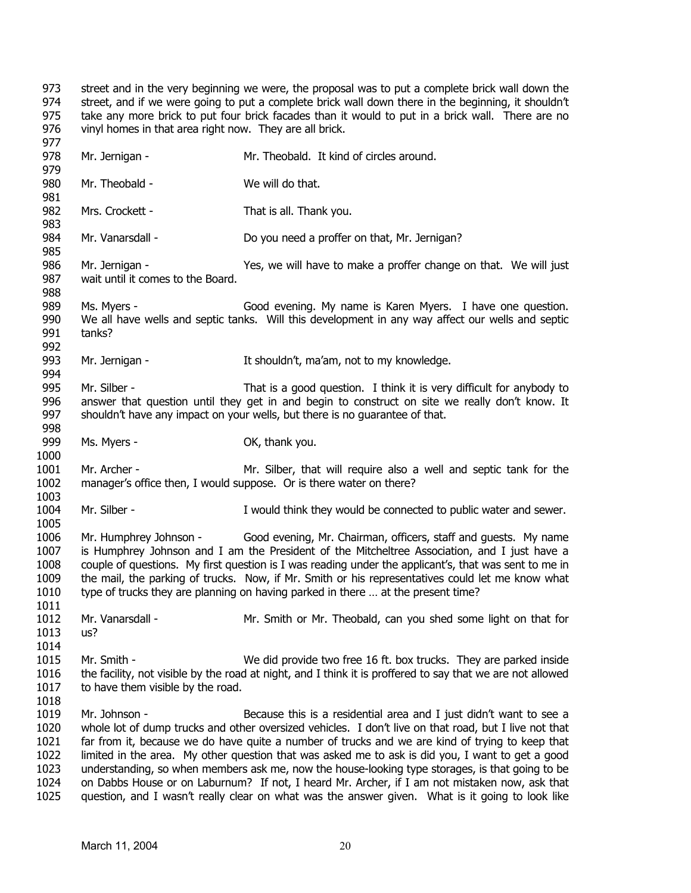street and in the very beginning we were, the proposal was to put a complete brick wall down the street, and if we were going to put a complete brick wall down there in the beginning, it shouldn't take any more brick to put four brick facades than it would to put in a brick wall. There are no vinyl homes in that area right now. They are all brick.

Mr. Jernigan - Mr. Theobald. It kind of circles around.

Mr. Theobald - We will do that.

Mrs. Crockett - That is all. Thank you.

Mr. Vanarsdall - Do you need a proffer on that, Mr. Jernigan?

Mr. Jernigan - Yes, we will have to make a proffer change on that. We will just wait until it comes to the Board.

Ms. Myers - Good evening. My name is Karen Myers. I have one question. We all have wells and septic tanks. Will this development in any way affect our wells and septic tanks?

Mr. Jernigan - It shouldn't, ma'am, not to my knowledge.

Mr. Silber - That is a good question. I think it is very difficult for anybody to answer that question until they get in and begin to construct on site we really don't know. It shouldn't have any impact on your wells, but there is no guarantee of that.

Ms. Myers - OK, thank you.

Mr. Archer - Mr. Silber, that will require also a well and septic tank for the manager's office then, I would suppose. Or is there water on there?

Mr. Silber - I would think they would be connected to public water and sewer.

Mr. Humphrey Johnson - Good evening, Mr. Chairman, officers, staff and guests. My name is Humphrey Johnson and I am the President of the Mitcheltree Association, and I just have a couple of questions. My first question is I was reading under the applicant's, that was sent to me in the mail, the parking of trucks. Now, if Mr. Smith or his representatives could let me know what type of trucks they are planning on having parked in there … at the present time?

Mr. Vanarsdall - Mr. Smith or Mr. Theobald, can you shed some light on that for us?

Mr. Smith - We did provide two free 16 ft. box trucks. They are parked inside the facility, not visible by the road at night, and I think it is proffered to say that we are not allowed to have them visible by the road.

Mr. Johnson - Because this is a residential area and I just didn't want to see a whole lot of dump trucks and other oversized vehicles. I don't live on that road, but I live not that far from it, because we do have quite a number of trucks and we are kind of trying to keep that limited in the area. My other question that was asked me to ask is did you, I want to get a good understanding, so when members ask me, now the house-looking type storages, is that going to be on Dabbs House or on Laburnum? If not, I heard Mr. Archer, if I am not mistaken now, ask that question, and I wasn't really clear on what was the answer given. What is it going to look like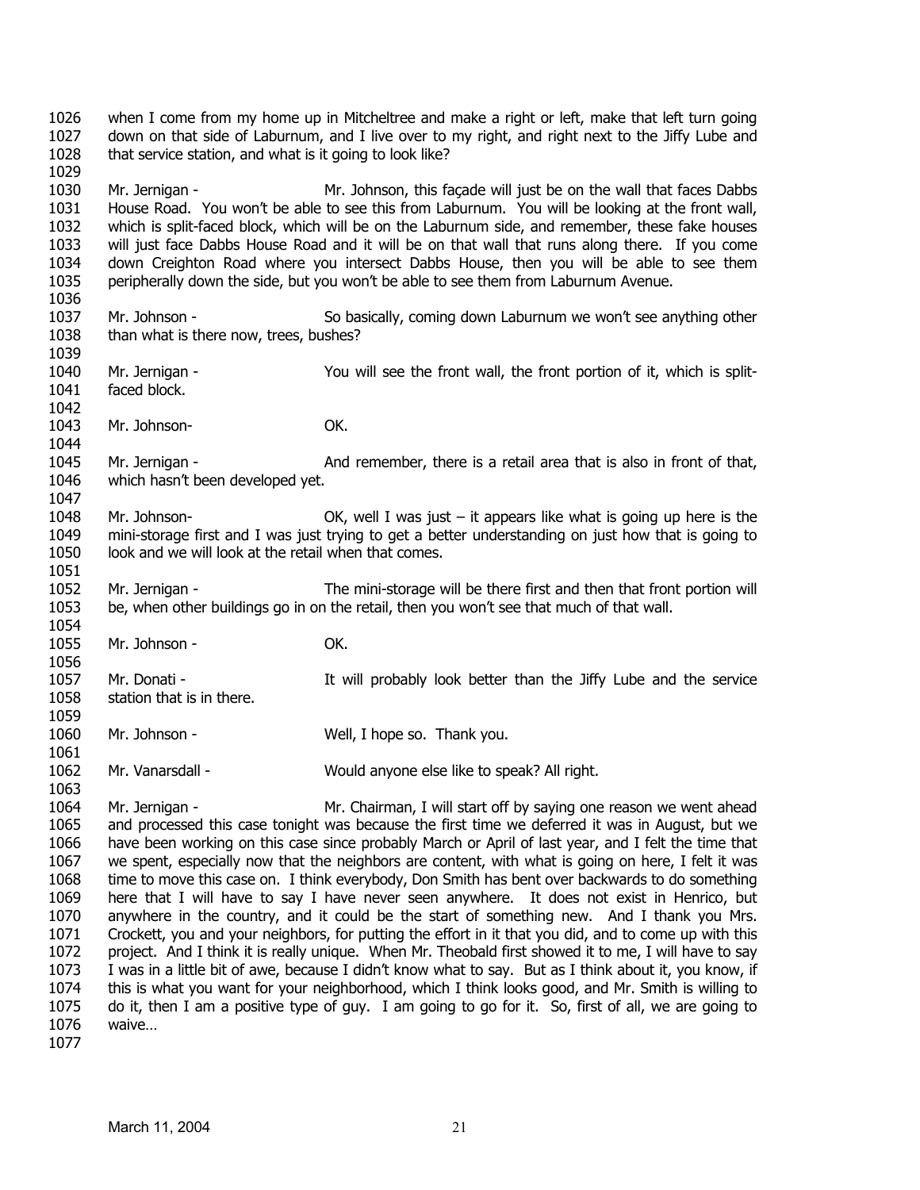1026 when I come from my home up in Mitcheltree and make a right or left, make that left turn going
1027 down on that side of Laburnum, and I live over to my right, and right next to the Jiffy Lube and
1028 that service station, and what is it going to look like?
1029
1030 Mr. Jernigan - Mr. Johnson, this façade will just be on the wall that faces Dabbs
1031 House Road. You won't be able to see this from Laburnum. You will be looking at the front wall,
1032 which is split-faced block, which will be on the Laburnum side, and remember, these fake houses
1033 will just face Dabbs House Road and it will be on that wall that runs along there. If you come
1034 down Creighton Road where you intersect Dabbs House, then you will be able to see them
1035 peripherally down the side, but you won't be able to see them from Laburnum Avenue.
1036
1037 Mr. Johnson - So basically, coming down Laburnum we won't see anything other
1038 than what is there now, trees, bushes?
1039
1040 Mr. Jernigan - You will see the front wall, the front portion of it, which is split-
1041 faced block.
1042
1043 Mr. Johnson- OK.
1044
1045 Mr. Jernigan - And remember, there is a retail area that is also in front of that,
1046 which hasn't been developed yet.
1047
1048 Mr. Johnson- OK, well I was just – it appears like what is going up here is the
1049 mini-storage first and I was just trying to get a better understanding on just how that is going to
1050 look and we will look at the retail when that comes.
1051
1052 Mr. Jernigan - The mini-storage will be there first and then that front portion will
1053 be, when other buildings go in on the retail, then you won't see that much of that wall.
1054
1055 Mr. Johnson - OK.
1056
1057 Mr. Donati - It will probably look better than the Jiffy Lube and the service
1058 station that is in there.
1059
1060 Mr. Johnson - Well, I hope so. Thank you.
1061
1062 Mr. Vanarsdall - Would anyone else like to speak? All right.
1063
1064 Mr. Jernigan - Mr. Chairman, I will start off by saying one reason we went ahead
1065 and processed this case tonight was because the first time we deferred it was in August, but we
1066 have been working on this case since probably March or April of last year, and I felt the time that
1067 we spent, especially now that the neighbors are content, with what is going on here, I felt it was
1068 time to move this case on. I think everybody, Don Smith has bent over backwards to do something
1069 here that I will have to say I have never seen anywhere. It does not exist in Henrico, but
1070 anywhere in the country, and it could be the start of something new. And I thank you Mrs.
1071 Crockett, you and your neighbors, for putting the effort in it that you did, and to come up with this
1072 project. And I think it is really unique. When Mr. Theobald first showed it to me, I will have to say
1073 I was in a little bit of awe, because I didn't know what to say. But as I think about it, you know, if
1074 this is what you want for your neighborhood, which I think looks good, and Mr. Smith is willing to
1075 do it, then I am a positive type of guy. I am going to go for it. So, first of all, we are going to
1076 waive…
1077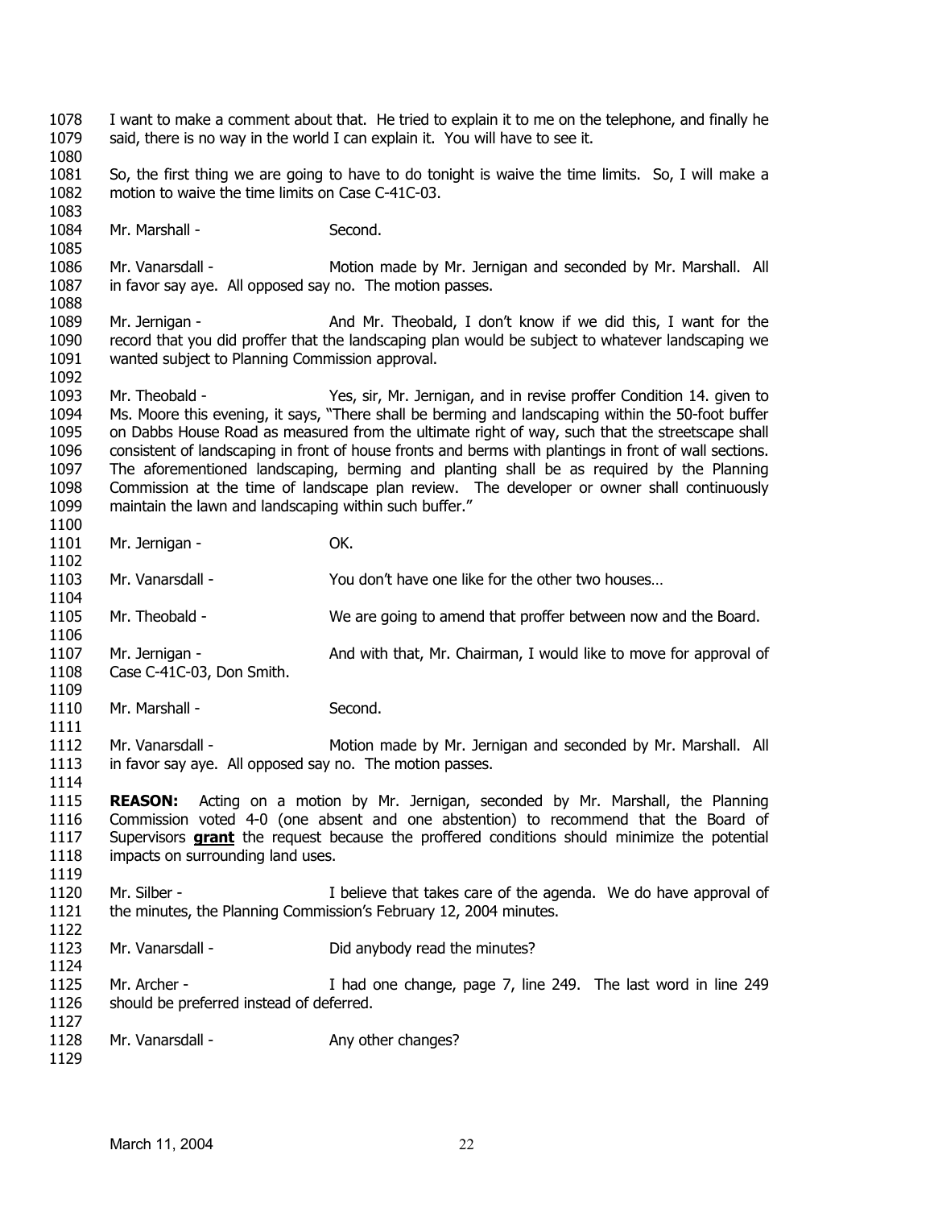I want to make a comment about that. He tried to explain it to me on the telephone, and finally he said, there is no way in the world I can explain it. You will have to see it.

So, the first thing we are going to have to do tonight is waive the time limits. So, I will make a motion to waive the time limits on Case C-41C-03.

Mr. Marshall - Second.

Mr. Vanarsdall - Motion made by Mr. Jernigan and seconded by Mr. Marshall. All in favor say aye. All opposed say no. The motion passes.

Mr. Jernigan - And Mr. Theobald, I don't know if we did this, I want for the record that you did proffer that the landscaping plan would be subject to whatever landscaping we wanted subject to Planning Commission approval.

Mr. Theobald - Yes, sir, Mr. Jernigan, and in revise proffer Condition 14. given to Ms. Moore this evening, it says, "There shall be berming and landscaping within the 50-foot buffer on Dabbs House Road as measured from the ultimate right of way, such that the streetscape shall consistent of landscaping in front of house fronts and berms with plantings in front of wall sections. The aforementioned landscaping, berming and planting shall be as required by the Planning Commission at the time of landscape plan review. The developer or owner shall continuously maintain the lawn and landscaping within such buffer."

Mr. Jernigan - OK.

Mr. Vanarsdall - You don't have one like for the other two houses…

Mr. Theobald - We are going to amend that proffer between now and the Board.

Mr. Jernigan - And with that, Mr. Chairman, I would like to move for approval of Case C-41C-03, Don Smith.

Mr. Marshall - Second.

Mr. Vanarsdall - Motion made by Mr. Jernigan and seconded by Mr. Marshall. All in favor say aye. All opposed say no. The motion passes.

**REASON:** Acting on a motion by Mr. Jernigan, seconded by Mr. Marshall, the Planning Commission voted 4-0 (one absent and one abstention) to recommend that the Board of Supervisors **grant** the request because the proffered conditions should minimize the potential impacts on surrounding land uses.

Mr. Silber - I believe that takes care of the agenda. We do have approval of the minutes, the Planning Commission's February 12, 2004 minutes.

Mr. Vanarsdall - Did anybody read the minutes?

Mr. Archer - I had one change, page 7, line 249. The last word in line 249 should be preferred instead of deferred.

Mr. Vanarsdall - Any other changes?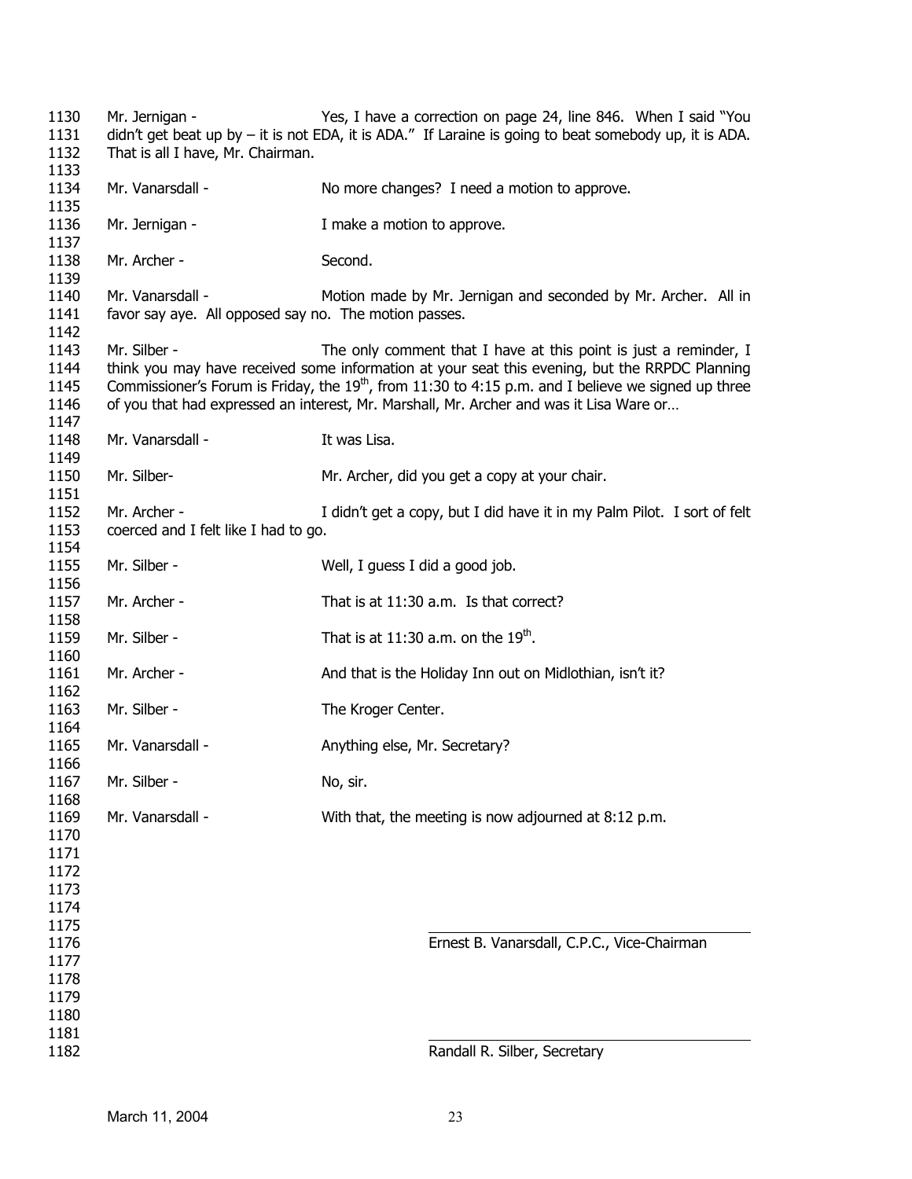Mr. Jernigan - Yes, I have a correction on page 24, line 846. When I said "You didn't get beat up by – it is not EDA, it is ADA." If Laraine is going to beat somebody up, it is ADA. That is all I have, Mr. Chairman.

Mr. Vanarsdall - No more changes? I need a motion to approve.

Mr. Jernigan - I make a motion to approve.

Mr. Archer - Second.

Mr. Vanarsdall - Motion made by Mr. Jernigan and seconded by Mr. Archer. All in favor say aye. All opposed say no. The motion passes.

Mr. Silber - The only comment that I have at this point is just a reminder, I think you may have received some information at your seat this evening, but the RRPDC Planning Commissioner's Forum is Friday, the 19th, from 11:30 to 4:15 p.m. and I believe we signed up three of you that had expressed an interest, Mr. Marshall, Mr. Archer and was it Lisa Ware or…

Mr. Vanarsdall - It was Lisa.

Mr. Silber- Mr. Archer, did you get a copy at your chair.

Mr. Archer - I didn't get a copy, but I did have it in my Palm Pilot. I sort of felt coerced and I felt like I had to go.

Mr. Silber - Well, I guess I did a good job.

Mr. Archer - That is at 11:30 a.m. Is that correct?

Mr. Silber - That is at 11:30 a.m. on the 19th.

Mr. Archer - And that is the Holiday Inn out on Midlothian, isn't it?

Mr. Silber - The Kroger Center.

Mr. Vanarsdall - Anything else, Mr. Secretary?

Mr. Silber - No, sir.

Mr. Vanarsdall - With that, the meeting is now adjourned at 8:12 p.m.

\_\_\_\_\_\_\_\_\_\_\_\_\_\_\_\_\_\_\_\_\_\_\_\_\_\_\_\_\_\_\_\_\_\_\_\_\_\_\_\_\_\_

Ernest B. Vanarsdall, C.P.C., Vice-Chairman

\_\_\_\_\_\_\_\_\_\_\_\_\_\_\_\_\_\_\_\_\_\_\_\_\_\_\_\_\_\_\_\_\_\_\_\_\_\_\_\_\_\_

Randall R. Silber, Secretary